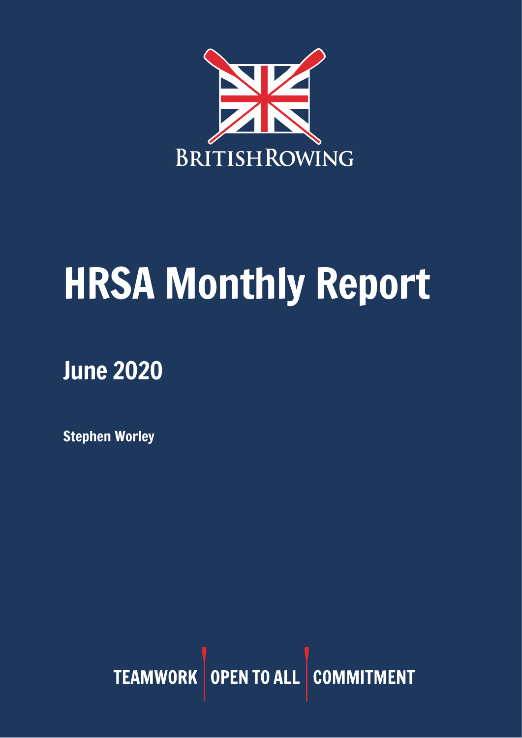BRITISHROWING

# HRSA Monthly Report

## June 2020

**Stephen Worley**

TEAMWORK | OPEN TO ALL | COMMITMENT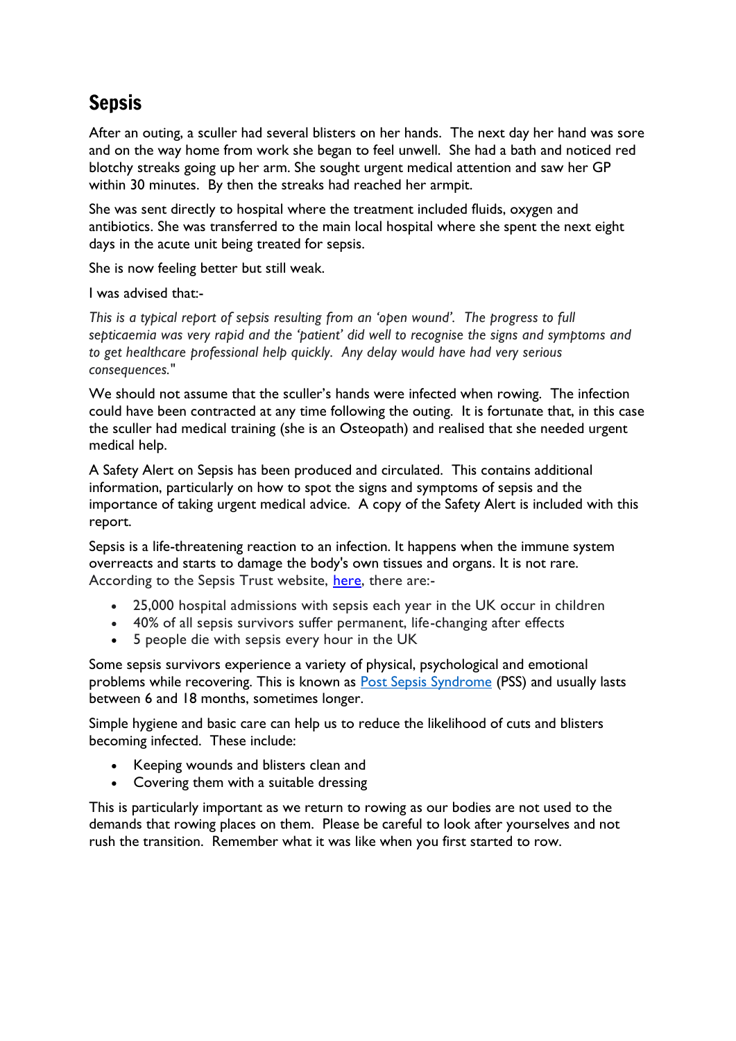## Sepsis

After an outing, a sculler had several blisters on her hands. The next day her hand was sore and on the way home from work she began to feel unwell. She had a bath and noticed red blotchy streaks going up her arm. She sought urgent medical attention and saw her GP within 30 minutes. By then the streaks had reached her armpit.

She was sent directly to hospital where the treatment included fluids, oxygen and antibiotics. She was transferred to the main local hospital where she spent the next eight days in the acute unit being treated for sepsis.

She is now feeling better but still weak.

I was advised that:-

*This is a typical report of sepsis resulting from an 'open wound'. The progress to full septicaemia was very rapid and the 'patient' did well to recognise the signs and symptoms and to get healthcare professional help quickly. Any delay would have had very serious consequences."*

We should not assume that the sculler's hands were infected when rowing. The infection could have been contracted at any time following the outing. It is fortunate that, in this case the sculler had medical training (she is an Osteopath) and realised that she needed urgent medical help.

A Safety Alert on Sepsis has been produced and circulated. This contains additional information, particularly on how to spot the signs and symptoms of sepsis and the importance of taking urgent medical advice. A copy of the Safety Alert is included with this report.

Sepsis is a life-threatening reaction to an infection. It happens when the immune system overreacts and starts to damage the body's own tissues and organs. It is not rare. According to the Sepsis Trust website, [here](), there are:-

- 25,000 hospital admissions with sepsis each year in the UK occur in children
- 40% of all sepsis survivors suffer permanent, life-changing after effects
- 5 people die with sepsis every hour in the UK

Some sepsis survivors experience a variety of physical, psychological and emotional problems while recovering. This is known as [Post Sepsis Syndrome]() (PSS) and usually lasts between 6 and 18 months, sometimes longer.

Simple hygiene and basic care can help us to reduce the likelihood of cuts and blisters becoming infected. These include:

- Keeping wounds and blisters clean and
- Covering them with a suitable dressing

This is particularly important as we return to rowing as our bodies are not used to the demands that rowing places on them. Please be careful to look after yourselves and not rush the transition. Remember what it was like when you first started to row.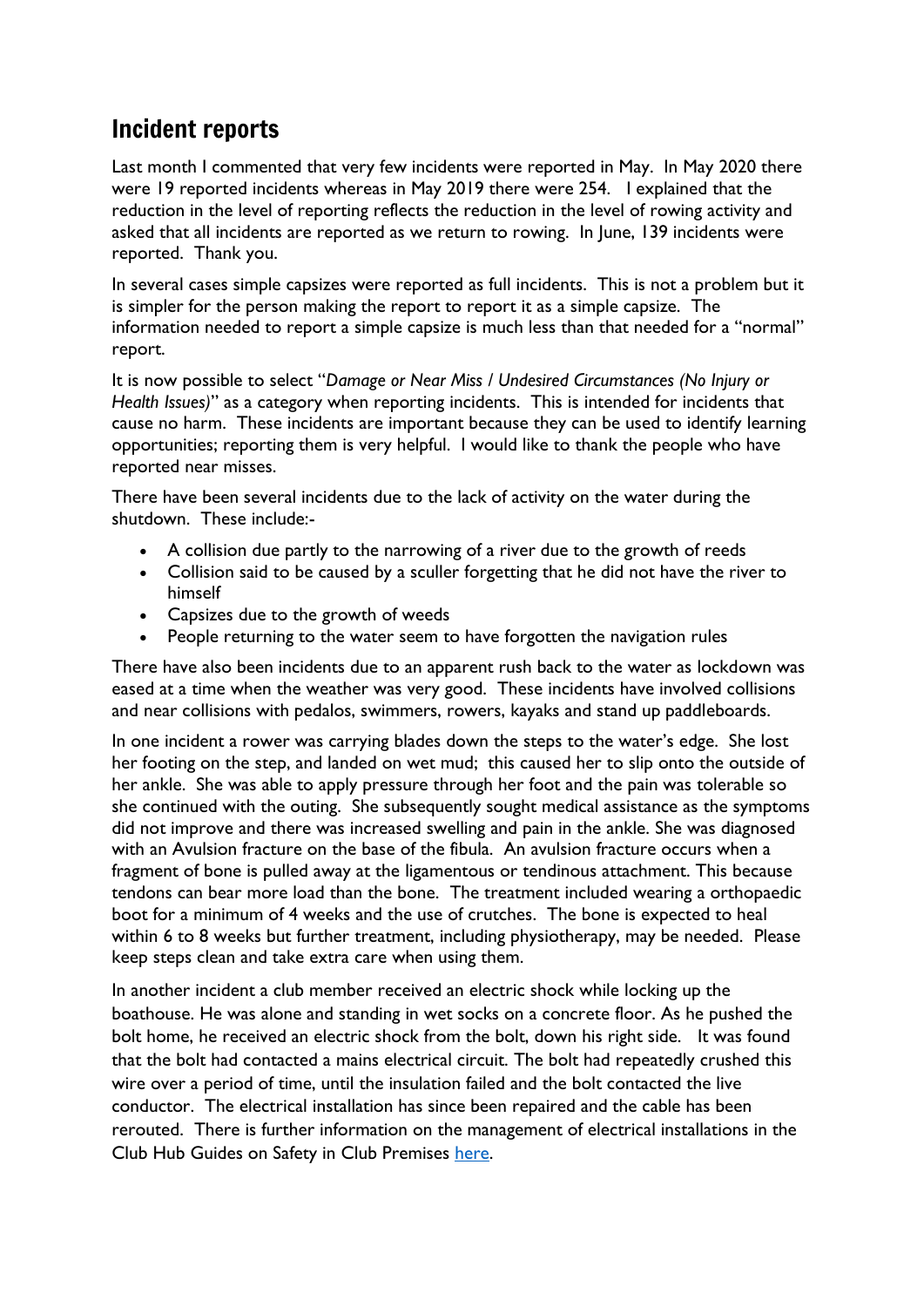## Incident reports

Last month I commented that very few incidents were reported in May. In May 2020 there were 19 reported incidents whereas in May 2019 there were 254. I explained that the reduction in the level of reporting reflects the reduction in the level of rowing activity and asked that all incidents are reported as we return to rowing. In June, 139 incidents were reported. Thank you.

In several cases simple capsizes were reported as full incidents. This is not a problem but it is simpler for the person making the report to report it as a simple capsize. The information needed to report a simple capsize is much less than that needed for a "normal" report.

It is now possible to select "*Damage or Near Miss / Undesired Circumstances (No Injury or Health Issues)*" as a category when reporting incidents. This is intended for incidents that cause no harm. These incidents are important because they can be used to identify learning opportunities; reporting them is very helpful. I would like to thank the people who have reported near misses.

There have been several incidents due to the lack of activity on the water during the shutdown. These include:-

- A collision due partly to the narrowing of a river due to the growth of reeds
- Collision said to be caused by a sculler forgetting that he did not have the river to himself
- Capsizes due to the growth of weeds
- People returning to the water seem to have forgotten the navigation rules

There have also been incidents due to an apparent rush back to the water as lockdown was eased at a time when the weather was very good. These incidents have involved collisions and near collisions with pedalos, swimmers, rowers, kayaks and stand up paddleboards.

In one incident a rower was carrying blades down the steps to the water's edge. She lost her footing on the step, and landed on wet mud; this caused her to slip onto the outside of her ankle. She was able to apply pressure through her foot and the pain was tolerable so she continued with the outing. She subsequently sought medical assistance as the symptoms did not improve and there was increased swelling and pain in the ankle. She was diagnosed with an Avulsion fracture on the base of the fibula. An avulsion fracture occurs when a fragment of bone is pulled away at the ligamentous or tendinous attachment. This because tendons can bear more load than the bone. The treatment included wearing a orthopaedic boot for a minimum of 4 weeks and the use of crutches. The bone is expected to heal within 6 to 8 weeks but further treatment, including physiotherapy, may be needed. Please keep steps clean and take extra care when using them.

In another incident a club member received an electric shock while locking up the boathouse. He was alone and standing in wet socks on a concrete floor. As he pushed the bolt home, he received an electric shock from the bolt, down his right side. It was found that the bolt had contacted a mains electrical circuit. The bolt had repeatedly crushed this wire over a period of time, until the insulation failed and the bolt contacted the live conductor. The electrical installation has since been repaired and the cable has been rerouted. There is further information on the management of electrical installations in the Club Hub Guides on Safety in Club Premises here.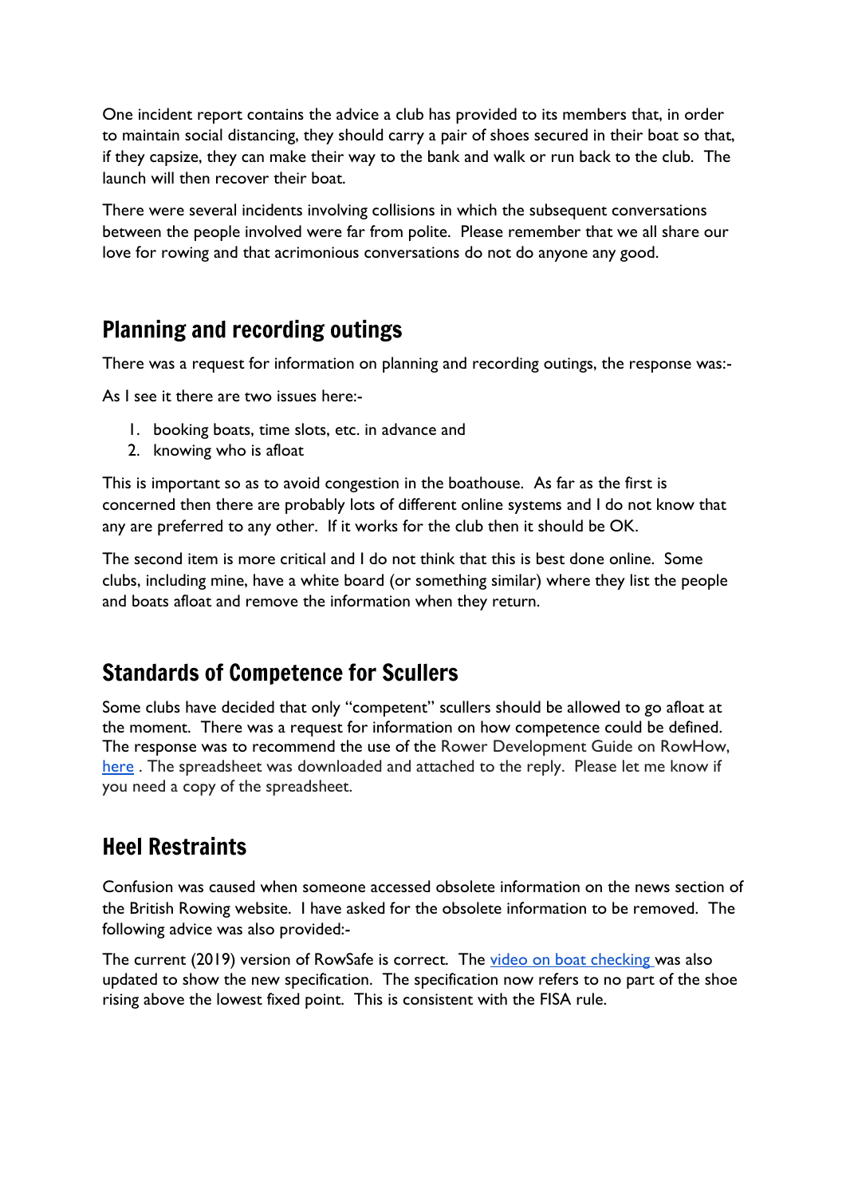One incident report contains the advice a club has provided to its members that, in order to maintain social distancing, they should carry a pair of shoes secured in their boat so that, if they capsize, they can make their way to the bank and walk or run back to the club. The launch will then recover their boat.

There were several incidents involving collisions in which the subsequent conversations between the people involved were far from polite. Please remember that we all share our love for rowing and that acrimonious conversations do not do anyone any good.

## Planning and recording outings

There was a request for information on planning and recording outings, the response was:-

As I see it there are two issues here:-

1. booking boats, time slots, etc. in advance and
2. knowing who is afloat

This is important so as to avoid congestion in the boathouse. As far as the first is concerned then there are probably lots of different online systems and I do not know that any are preferred to any other. If it works for the club then it should be OK.

The second item is more critical and I do not think that this is best done online. Some clubs, including mine, have a white board (or something similar) where they list the people and boats afloat and remove the information when they return.

## Standards of Competence for Scullers

Some clubs have decided that only "competent" scullers should be allowed to go afloat at the moment. There was a request for information on how competence could be defined. The response was to recommend the use of the Rower Development Guide on RowHow, here . The spreadsheet was downloaded and attached to the reply. Please let me know if you need a copy of the spreadsheet.

## Heel Restraints

Confusion was caused when someone accessed obsolete information on the news section of the British Rowing website. I have asked for the obsolete information to be removed. The following advice was also provided:-

The current (2019) version of RowSafe is correct. The video on boat checking was also updated to show the new specification. The specification now refers to no part of the shoe rising above the lowest fixed point. This is consistent with the FISA rule.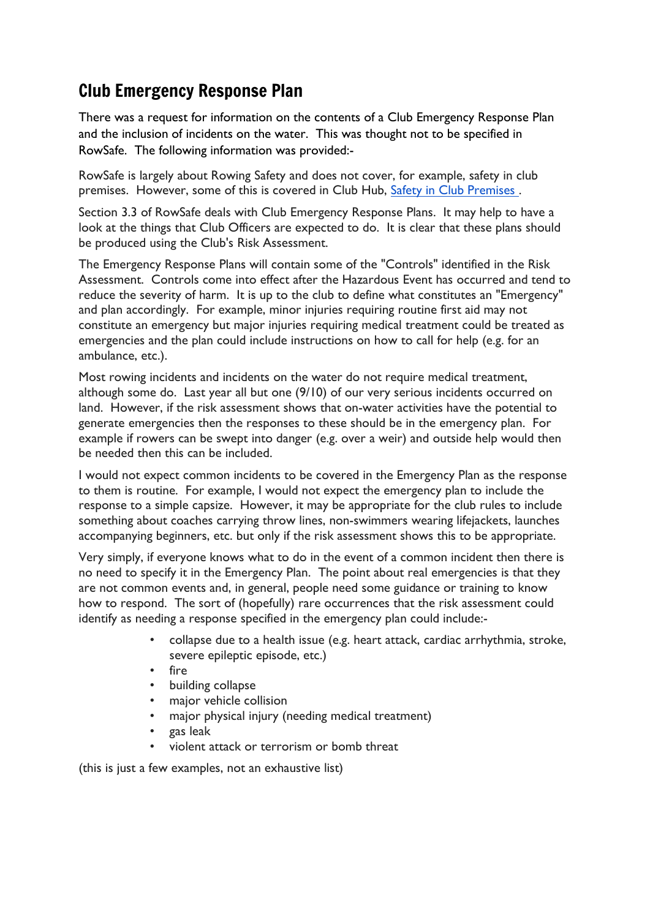## Club Emergency Response Plan

There was a request for information on the contents of a Club Emergency Response Plan and the inclusion of incidents on the water. This was thought not to be specified in RowSafe. The following information was provided:-

RowSafe is largely about Rowing Safety and does not cover, for example, safety in club premises. However, some of this is covered in Club Hub, [Safety in Club Premises](#) .

Section 3.3 of RowSafe deals with Club Emergency Response Plans. It may help to have a look at the things that Club Officers are expected to do. It is clear that these plans should be produced using the Club's Risk Assessment.

The Emergency Response Plans will contain some of the "Controls" identified in the Risk Assessment. Controls come into effect after the Hazardous Event has occurred and tend to reduce the severity of harm. It is up to the club to define what constitutes an "Emergency" and plan accordingly. For example, minor injuries requiring routine first aid may not constitute an emergency but major injuries requiring medical treatment could be treated as emergencies and the plan could include instructions on how to call for help (e.g. for an ambulance, etc.).

Most rowing incidents and incidents on the water do not require medical treatment, although some do. Last year all but one (9/10) of our very serious incidents occurred on land. However, if the risk assessment shows that on-water activities have the potential to generate emergencies then the responses to these should be in the emergency plan. For example if rowers can be swept into danger (e.g. over a weir) and outside help would then be needed then this can be included.

I would not expect common incidents to be covered in the Emergency Plan as the response to them is routine. For example, I would not expect the emergency plan to include the response to a simple capsize. However, it may be appropriate for the club rules to include something about coaches carrying throw lines, non-swimmers wearing lifejackets, launches accompanying beginners, etc. but only if the risk assessment shows this to be appropriate.

Very simply, if everyone knows what to do in the event of a common incident then there is no need to specify it in the Emergency Plan. The point about real emergencies is that they are not common events and, in general, people need some guidance or training to know how to respond. The sort of (hopefully) rare occurrences that the risk assessment could identify as needing a response specified in the emergency plan could include:-

- collapse due to a health issue (e.g. heart attack, cardiac arrhythmia, stroke, severe epileptic episode, etc.)
- fire
- building collapse
- major vehicle collision
- major physical injury (needing medical treatment)
- gas leak
- violent attack or terrorism or bomb threat

(this is just a few examples, not an exhaustive list)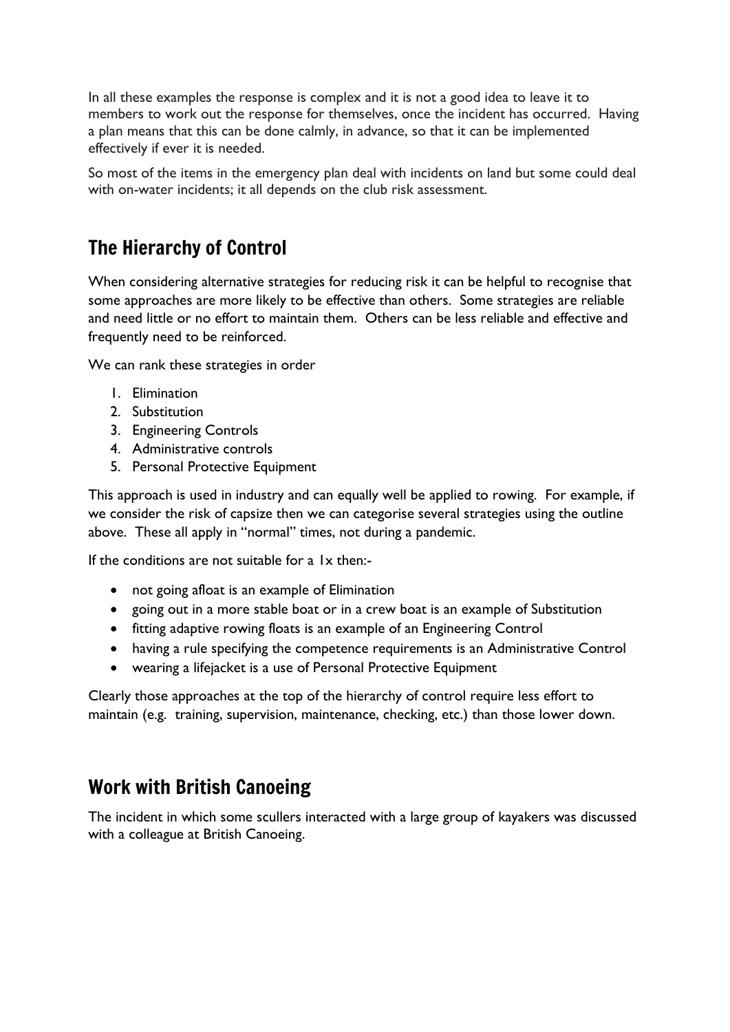In all these examples the response is complex and it is not a good idea to leave it to members to work out the response for themselves, once the incident has occurred. Having a plan means that this can be done calmly, in advance, so that it can be implemented effectively if ever it is needed.

So most of the items in the emergency plan deal with incidents on land but some could deal with on-water incidents; it all depends on the club risk assessment.

## The Hierarchy of Control

When considering alternative strategies for reducing risk it can be helpful to recognise that some approaches are more likely to be effective than others. Some strategies are reliable and need little or no effort to maintain them. Others can be less reliable and effective and frequently need to be reinforced.

We can rank these strategies in order

1. Elimination
2. Substitution
3. Engineering Controls
4. Administrative controls
5. Personal Protective Equipment

This approach is used in industry and can equally well be applied to rowing. For example, if we consider the risk of capsize then we can categorise several strategies using the outline above. These all apply in "normal" times, not during a pandemic.

If the conditions are not suitable for a 1x then:-

- not going afloat is an example of Elimination
- going out in a more stable boat or in a crew boat is an example of Substitution
- fitting adaptive rowing floats is an example of an Engineering Control
- having a rule specifying the competence requirements is an Administrative Control
- wearing a lifejacket is a use of Personal Protective Equipment

Clearly those approaches at the top of the hierarchy of control require less effort to maintain (e.g. training, supervision, maintenance, checking, etc.) than those lower down.

## Work with British Canoeing

The incident in which some scullers interacted with a large group of kayakers was discussed with a colleague at British Canoeing.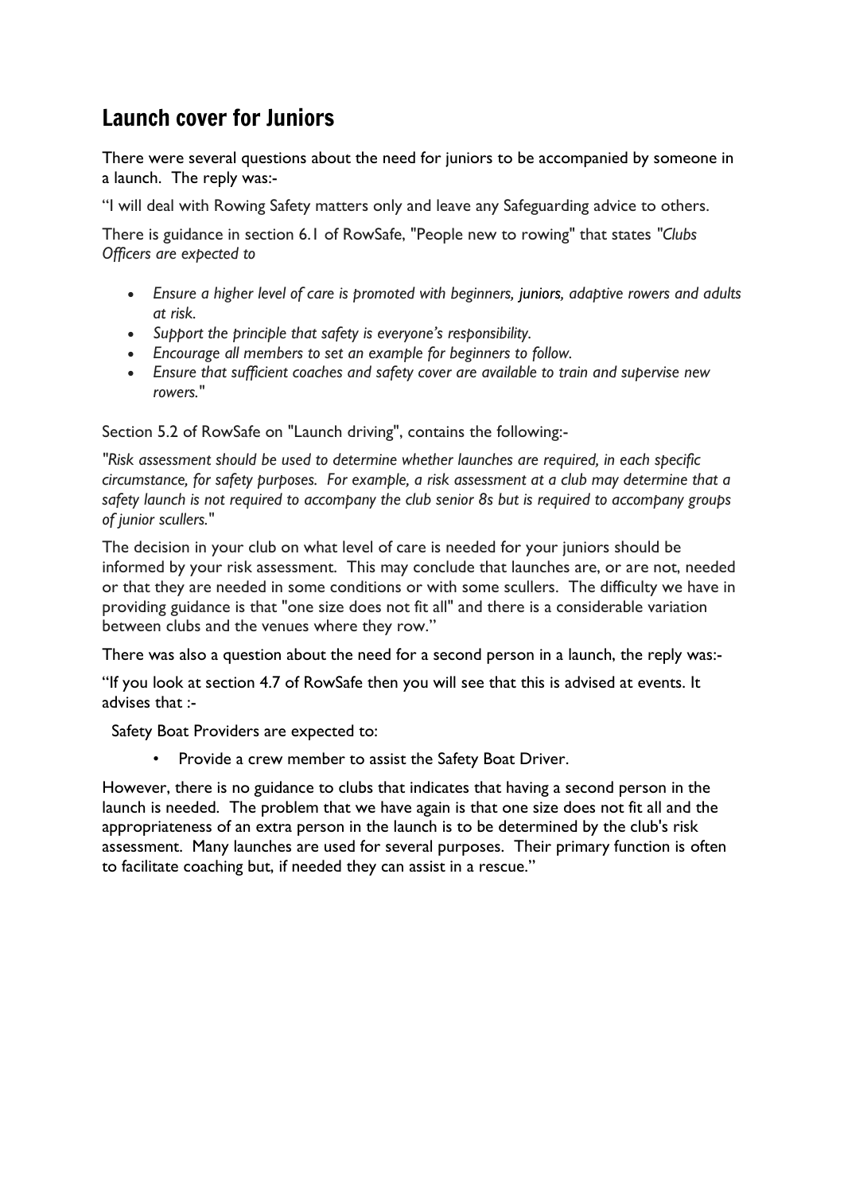## Launch cover for Juniors

There were several questions about the need for juniors to be accompanied by someone in a launch. The reply was:-

"I will deal with Rowing Safety matters only and leave any Safeguarding advice to others.

There is guidance in section 6.1 of RowSafe, "People new to rowing" that states "*Clubs Officers are expected to*

- *Ensure a higher level of care is promoted with beginners, juniors, adaptive rowers and adults at risk.*
- *Support the principle that safety is everyone's responsibility.*
- *Encourage all members to set an example for beginners to follow.*
- *Ensure that sufficient coaches and safety cover are available to train and supervise new rowers.*"

Section 5.2 of RowSafe on "Launch driving", contains the following:-

*"Risk assessment should be used to determine whether launches are required, in each specific circumstance, for safety purposes. For example, a risk assessment at a club may determine that a safety launch is not required to accompany the club senior 8s but is required to accompany groups of junior scullers."*

The decision in your club on what level of care is needed for your juniors should be informed by your risk assessment. This may conclude that launches are, or are not, needed or that they are needed in some conditions or with some scullers. The difficulty we have in providing guidance is that "one size does not fit all" and there is a considerable variation between clubs and the venues where they row."

There was also a question about the need for a second person in a launch, the reply was:-

"If you look at section 4.7 of RowSafe then you will see that this is advised at events. It advises that :-

Safety Boat Providers are expected to:

- Provide a crew member to assist the Safety Boat Driver.

However, there is no guidance to clubs that indicates that having a second person in the launch is needed. The problem that we have again is that one size does not fit all and the appropriateness of an extra person in the launch is to be determined by the club's risk assessment. Many launches are used for several purposes. Their primary function is often to facilitate coaching but, if needed they can assist in a rescue."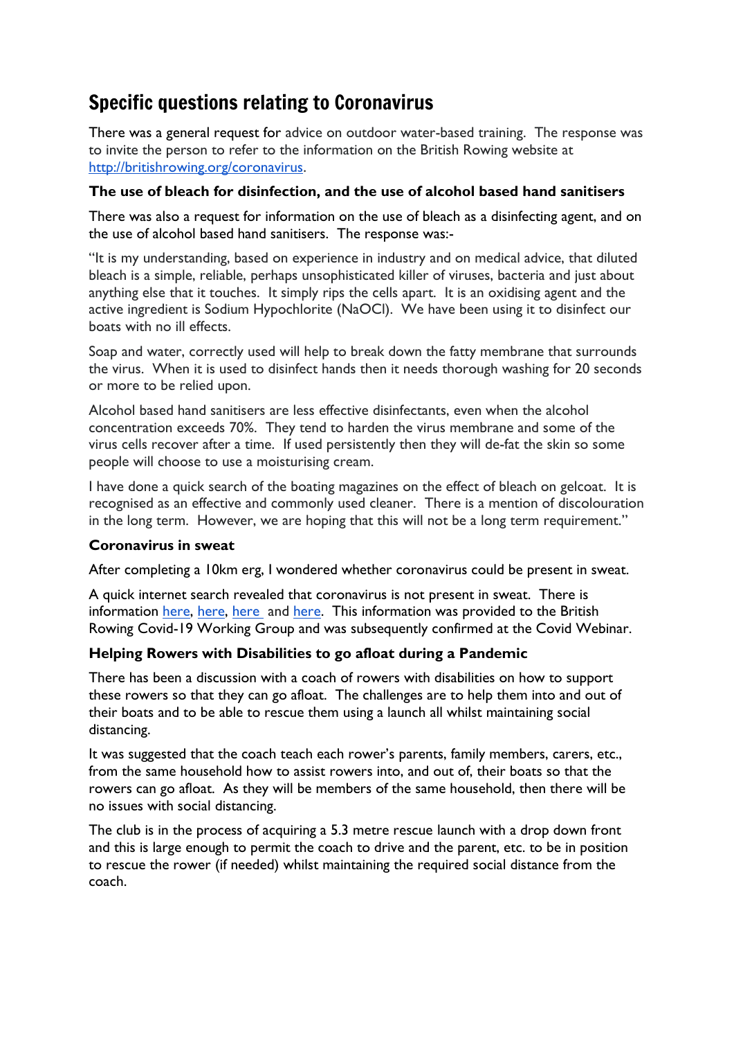## Specific questions relating to Coronavirus

There was a general request for advice on outdoor water-based training. The response was to invite the person to refer to the information on the British Rowing website at [http://britishrowing.org/coronavirus](http://britishrowing.org/coronavirus).

### The use of bleach for disinfection, and the use of alcohol based hand sanitisers

There was also a request for information on the use of bleach as a disinfecting agent, and on the use of alcohol based hand sanitisers. The response was:-

"It is my understanding, based on experience in industry and on medical advice, that diluted bleach is a simple, reliable, perhaps unsophisticated killer of viruses, bacteria and just about anything else that it touches. It simply rips the cells apart. It is an oxidising agent and the active ingredient is Sodium Hypochlorite (NaOCl). We have been using it to disinfect our boats with no ill effects.

Soap and water, correctly used will help to break down the fatty membrane that surrounds the virus. When it is used to disinfect hands then it needs thorough washing for 20 seconds or more to be relied upon.

Alcohol based hand sanitisers are less effective disinfectants, even when the alcohol concentration exceeds 70%. They tend to harden the virus membrane and some of the virus cells recover after a time. If used persistently then they will de-fat the skin so some people will choose to use a moisturising cream.

I have done a quick search of the boating magazines on the effect of bleach on gelcoat. It is recognised as an effective and commonly used cleaner. There is a mention of discolouration in the long term. However, we are hoping that this will not be a long term requirement."

### Coronavirus in sweat

After completing a 10km erg, I wondered whether coronavirus could be present in sweat.

A quick internet search revealed that coronavirus is not present in sweat. There is information here, here, here and here. This information was provided to the British Rowing Covid-19 Working Group and was subsequently confirmed at the Covid Webinar.

### Helping Rowers with Disabilities to go afloat during a Pandemic

There has been a discussion with a coach of rowers with disabilities on how to support these rowers so that they can go afloat. The challenges are to help them into and out of their boats and to be able to rescue them using a launch all whilst maintaining social distancing.

It was suggested that the coach teach each rower's parents, family members, carers, etc., from the same household how to assist rowers into, and out of, their boats so that the rowers can go afloat. As they will be members of the same household, then there will be no issues with social distancing.

The club is in the process of acquiring a 5.3 metre rescue launch with a drop down front and this is large enough to permit the coach to drive and the parent, etc. to be in position to rescue the rower (if needed) whilst maintaining the required social distance from the coach.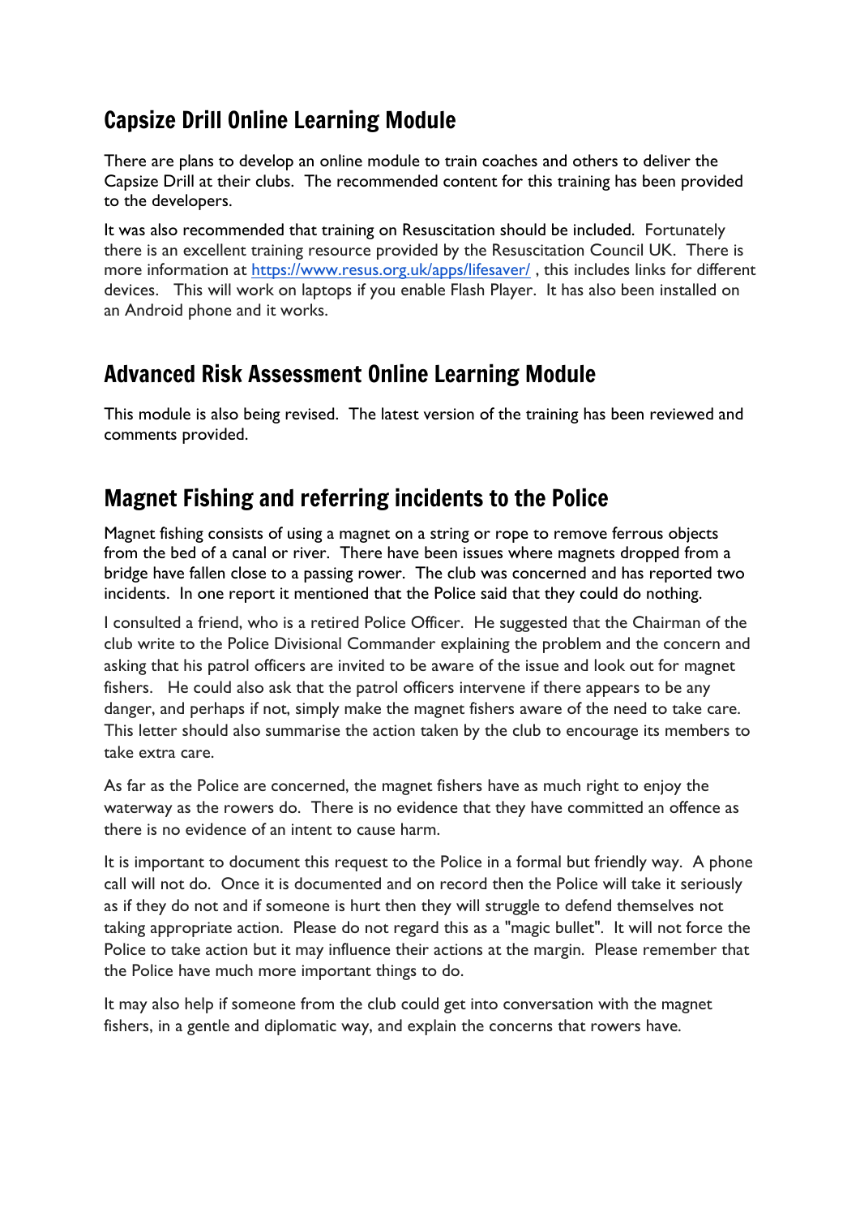## Capsize Drill Online Learning Module

There are plans to develop an online module to train coaches and others to deliver the Capsize Drill at their clubs. The recommended content for this training has been provided to the developers.

It was also recommended that training on Resuscitation should be included. Fortunately there is an excellent training resource provided by the Resuscitation Council UK. There is more information at [https://www.resus.org.uk/apps/lifesaver/](https://www.resus.org.uk/apps/lifesaver/) , this includes links for different devices. This will work on laptops if you enable Flash Player. It has also been installed on an Android phone and it works.

## Advanced Risk Assessment Online Learning Module

This module is also being revised. The latest version of the training has been reviewed and comments provided.

## Magnet Fishing and referring incidents to the Police

Magnet fishing consists of using a magnet on a string or rope to remove ferrous objects from the bed of a canal or river. There have been issues where magnets dropped from a bridge have fallen close to a passing rower. The club was concerned and has reported two incidents. In one report it mentioned that the Police said that they could do nothing.

I consulted a friend, who is a retired Police Officer. He suggested that the Chairman of the club write to the Police Divisional Commander explaining the problem and the concern and asking that his patrol officers are invited to be aware of the issue and look out for magnet fishers. He could also ask that the patrol officers intervene if there appears to be any danger, and perhaps if not, simply make the magnet fishers aware of the need to take care. This letter should also summarise the action taken by the club to encourage its members to take extra care.

As far as the Police are concerned, the magnet fishers have as much right to enjoy the waterway as the rowers do. There is no evidence that they have committed an offence as there is no evidence of an intent to cause harm.

It is important to document this request to the Police in a formal but friendly way. A phone call will not do. Once it is documented and on record then the Police will take it seriously as if they do not and if someone is hurt then they will struggle to defend themselves not taking appropriate action. Please do not regard this as a "magic bullet". It will not force the Police to take action but it may influence their actions at the margin. Please remember that the Police have much more important things to do.

It may also help if someone from the club could get into conversation with the magnet fishers, in a gentle and diplomatic way, and explain the concerns that rowers have.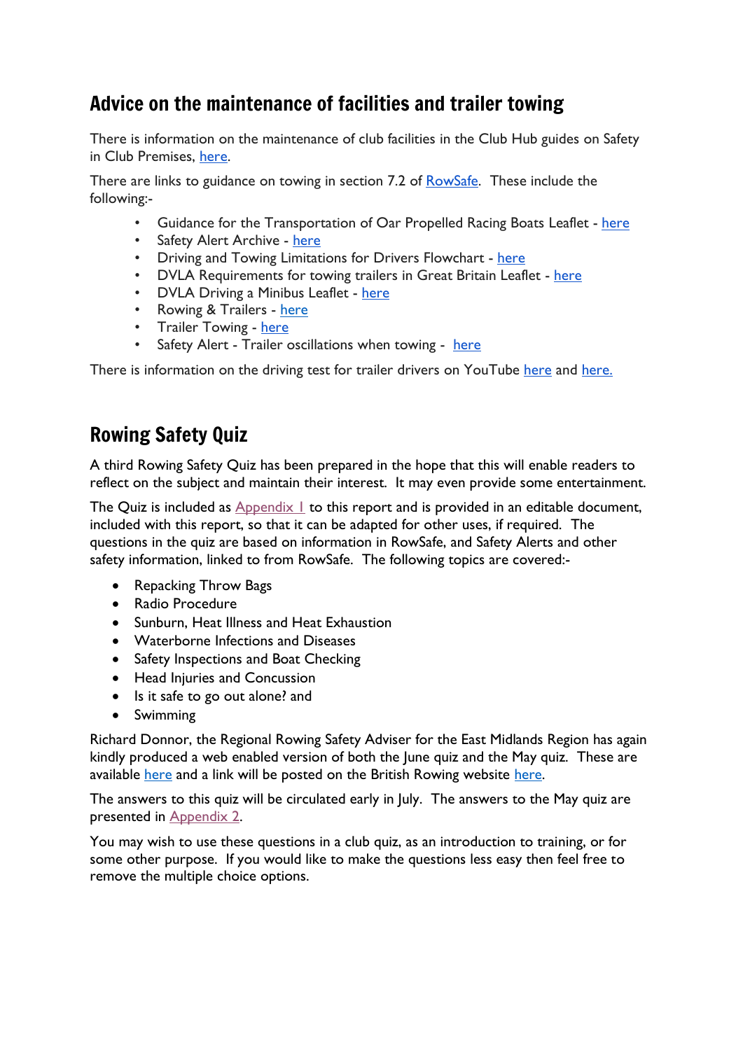## Advice on the maintenance of facilities and trailer towing

There is information on the maintenance of club facilities in the Club Hub guides on Safety in Club Premises, here.

There are links to guidance on towing in section 7.2 of RowSafe. These include the following:-

- Guidance for the Transportation of Oar Propelled Racing Boats Leaflet - here
- Safety Alert Archive - here
- Driving and Towing Limitations for Drivers Flowchart - here
- DVLA Requirements for towing trailers in Great Britain Leaflet - here
- DVLA Driving a Minibus Leaflet - here
- Rowing & Trailers - here
- Trailer Towing - here
- Safety Alert - Trailer oscillations when towing - here

There is information on the driving test for trailer drivers on YouTube here and here.

## Rowing Safety Quiz

A third Rowing Safety Quiz has been prepared in the hope that this will enable readers to reflect on the subject and maintain their interest. It may even provide some entertainment.

The Quiz is included as Appendix 1 to this report and is provided in an editable document, included with this report, so that it can be adapted for other uses, if required. The questions in the quiz are based on information in RowSafe, and Safety Alerts and other safety information, linked to from RowSafe. The following topics are covered:-

- Repacking Throw Bags
- Radio Procedure
- Sunburn, Heat Illness and Heat Exhaustion
- Waterborne Infections and Diseases
- Safety Inspections and Boat Checking
- Head Injuries and Concussion
- Is it safe to go out alone? and
- Swimming

Richard Donnor, the Regional Rowing Safety Adviser for the East Midlands Region has again kindly produced a web enabled version of both the June quiz and the May quiz. These are available here and a link will be posted on the British Rowing website here.

The answers to this quiz will be circulated early in July. The answers to the May quiz are presented in Appendix 2.

You may wish to use these questions in a club quiz, as an introduction to training, or for some other purpose. If you would like to make the questions less easy then feel free to remove the multiple choice options.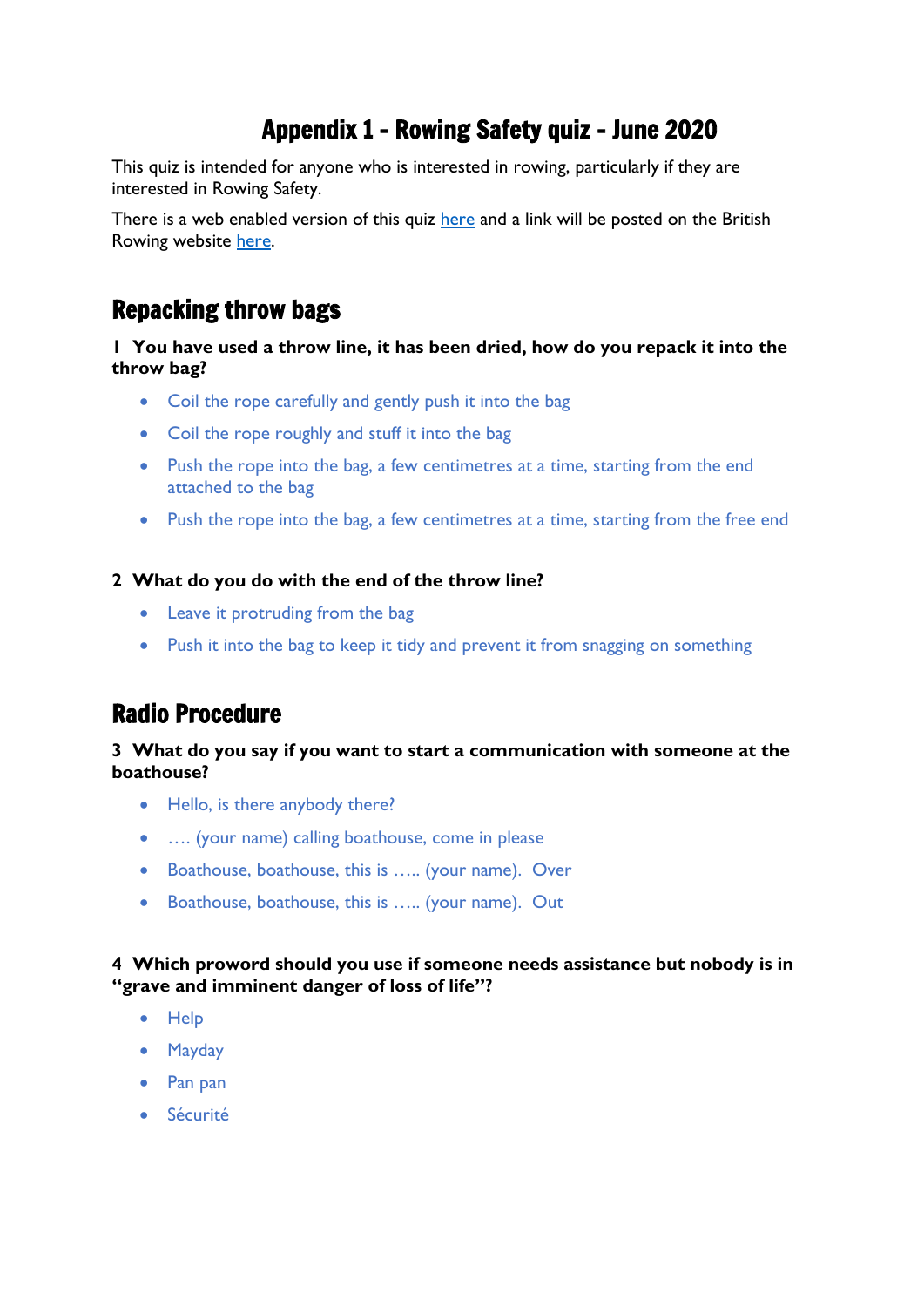# Appendix 1 - Rowing Safety quiz - June 2020

This quiz is intended for anyone who is interested in rowing, particularly if they are interested in Rowing Safety.

There is a web enabled version of this quiz here and a link will be posted on the British Rowing website here.

## Repacking throw bags

**1 You have used a throw line, it has been dried, how do you repack it into the throw bag?**

- Coil the rope carefully and gently push it into the bag
- Coil the rope roughly and stuff it into the bag
- Push the rope into the bag, a few centimetres at a time, starting from the end attached to the bag
- Push the rope into the bag, a few centimetres at a time, starting from the free end

**2 What do you do with the end of the throw line?**

- Leave it protruding from the bag
- Push it into the bag to keep it tidy and prevent it from snagging on something

## Radio Procedure

**3 What do you say if you want to start a communication with someone at the boathouse?**

- Hello, is there anybody there?
- …. (your name) calling boathouse, come in please
- Boathouse, boathouse, this is ….. (your name). Over
- Boathouse, boathouse, this is ….. (your name). Out

**4 Which proword should you use if someone needs assistance but nobody is in "grave and imminent danger of loss of life"?**

- Help
- Mayday
- Pan pan
- Sécurité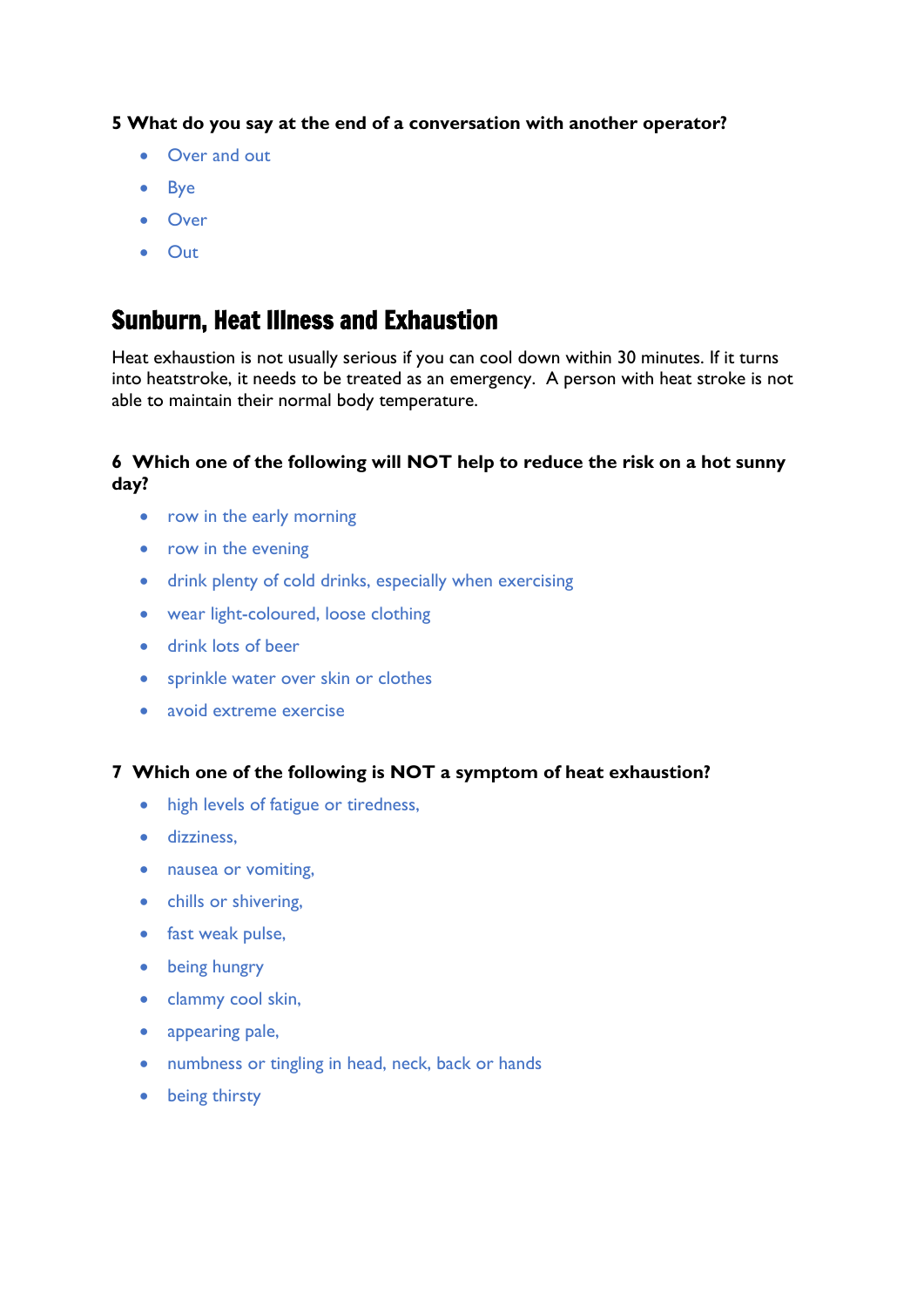**5 What do you say at the end of a conversation with another operator?**

- Over and out
- Bye
- Over
- Out

## Sunburn, Heat Illness and Exhaustion

Heat exhaustion is not usually serious if you can cool down within 30 minutes. If it turns into heatstroke, it needs to be treated as an emergency. A person with heat stroke is not able to maintain their normal body temperature.

**6 Which one of the following will NOT help to reduce the risk on a hot sunny day?**

- row in the early morning
- row in the evening
- drink plenty of cold drinks, especially when exercising
- wear light-coloured, loose clothing
- drink lots of beer
- sprinkle water over skin or clothes
- avoid extreme exercise

**7 Which one of the following is NOT a symptom of heat exhaustion?**

- high levels of fatigue or tiredness,
- dizziness,
- nausea or vomiting,
- chills or shivering,
- fast weak pulse,
- being hungry
- clammy cool skin,
- appearing pale,
- numbness or tingling in head, neck, back or hands
- being thirsty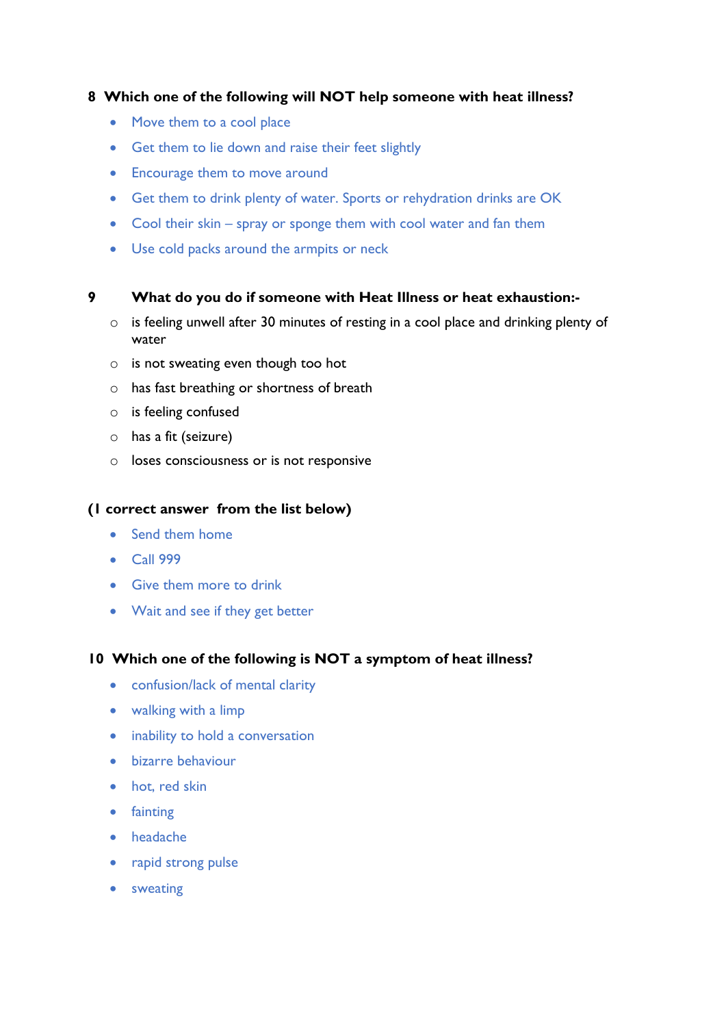**8 Which one of the following will NOT help someone with heat illness?**

- Move them to a cool place
- Get them to lie down and raise their feet slightly
- Encourage them to move around
- Get them to drink plenty of water. Sports or rehydration drinks are OK
- Cool their skin – spray or sponge them with cool water and fan them
- Use cold packs around the armpits or neck

**9 What do you do if someone with Heat Illness or heat exhaustion:-**

- is feeling unwell after 30 minutes of resting in a cool place and drinking plenty of water
- is not sweating even though too hot
- has fast breathing or shortness of breath
- is feeling confused
- has a fit (seizure)
- loses consciousness or is not responsive

**(1 correct answer from the list below)**

- Send them home
- Call 999
- Give them more to drink
- Wait and see if they get better

**10 Which one of the following is NOT a symptom of heat illness?**

- confusion/lack of mental clarity
- walking with a limp
- inability to hold a conversation
- bizarre behaviour
- hot, red skin
- fainting
- headache
- rapid strong pulse
- sweating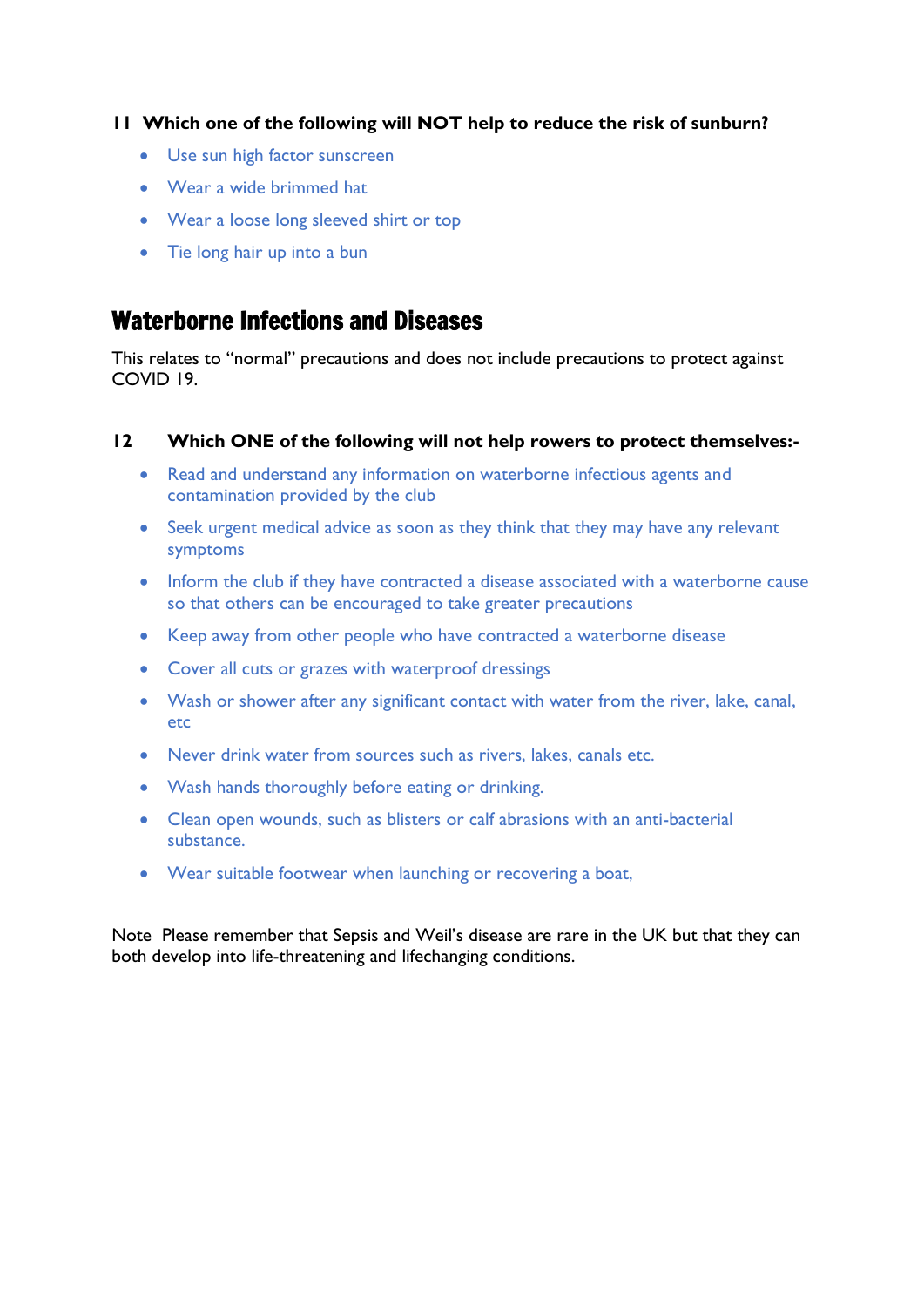**11 Which one of the following will NOT help to reduce the risk of sunburn?**

- Use sun high factor sunscreen
- Wear a wide brimmed hat
- Wear a loose long sleeved shirt or top
- Tie long hair up into a bun

## Waterborne Infections and Diseases

This relates to "normal" precautions and does not include precautions to protect against COVID 19.

**12 Which ONE of the following will not help rowers to protect themselves:-**

- Read and understand any information on waterborne infectious agents and contamination provided by the club
- Seek urgent medical advice as soon as they think that they may have any relevant symptoms
- Inform the club if they have contracted a disease associated with a waterborne cause so that others can be encouraged to take greater precautions
- Keep away from other people who have contracted a waterborne disease
- Cover all cuts or grazes with waterproof dressings
- Wash or shower after any significant contact with water from the river, lake, canal, etc
- Never drink water from sources such as rivers, lakes, canals etc.
- Wash hands thoroughly before eating or drinking.
- Clean open wounds, such as blisters or calf abrasions with an anti-bacterial substance.
- Wear suitable footwear when launching or recovering a boat,

Note Please remember that Sepsis and Weil's disease are rare in the UK but that they can both develop into life-threatening and lifechanging conditions.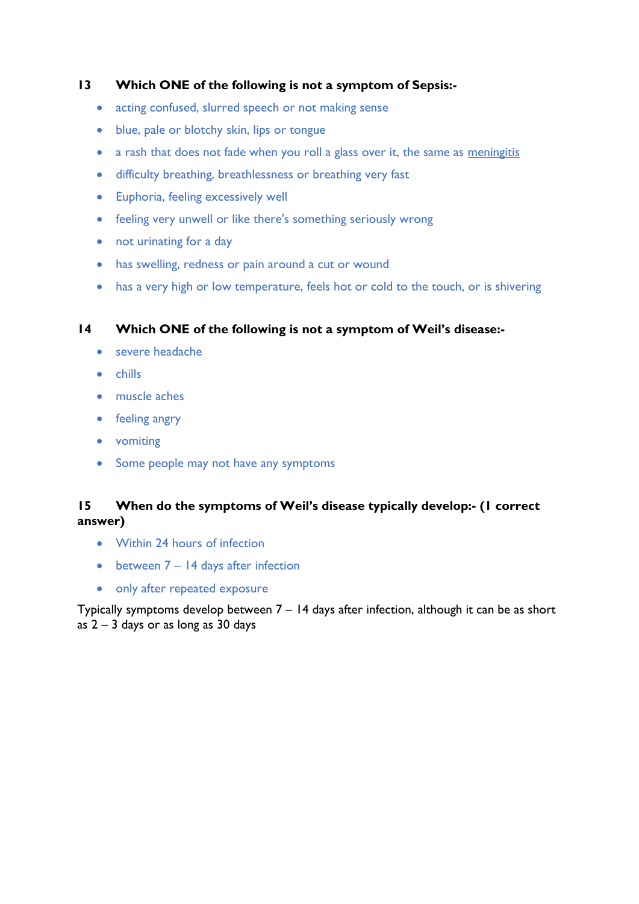**13 Which ONE of the following is not a symptom of Sepsis:-**

- acting confused, slurred speech or not making sense
- blue, pale or blotchy skin, lips or tongue
- a rash that does not fade when you roll a glass over it, the same as meningitis
- difficulty breathing, breathlessness or breathing very fast
- Euphoria, feeling excessively well
- feeling very unwell or like there's something seriously wrong
- not urinating for a day
- has swelling, redness or pain around a cut or wound
- has a very high or low temperature, feels hot or cold to the touch, or is shivering

**14 Which ONE of the following is not a symptom of Weil's disease:-**

- severe headache
- chills
- muscle aches
- feeling angry
- vomiting
- Some people may not have any symptoms

**15 When do the symptoms of Weil's disease typically develop:- (1 correct answer)**

- Within 24 hours of infection
- between 7 – 14 days after infection
- only after repeated exposure

Typically symptoms develop between 7 – 14 days after infection, although it can be as short as 2 – 3 days or as long as 30 days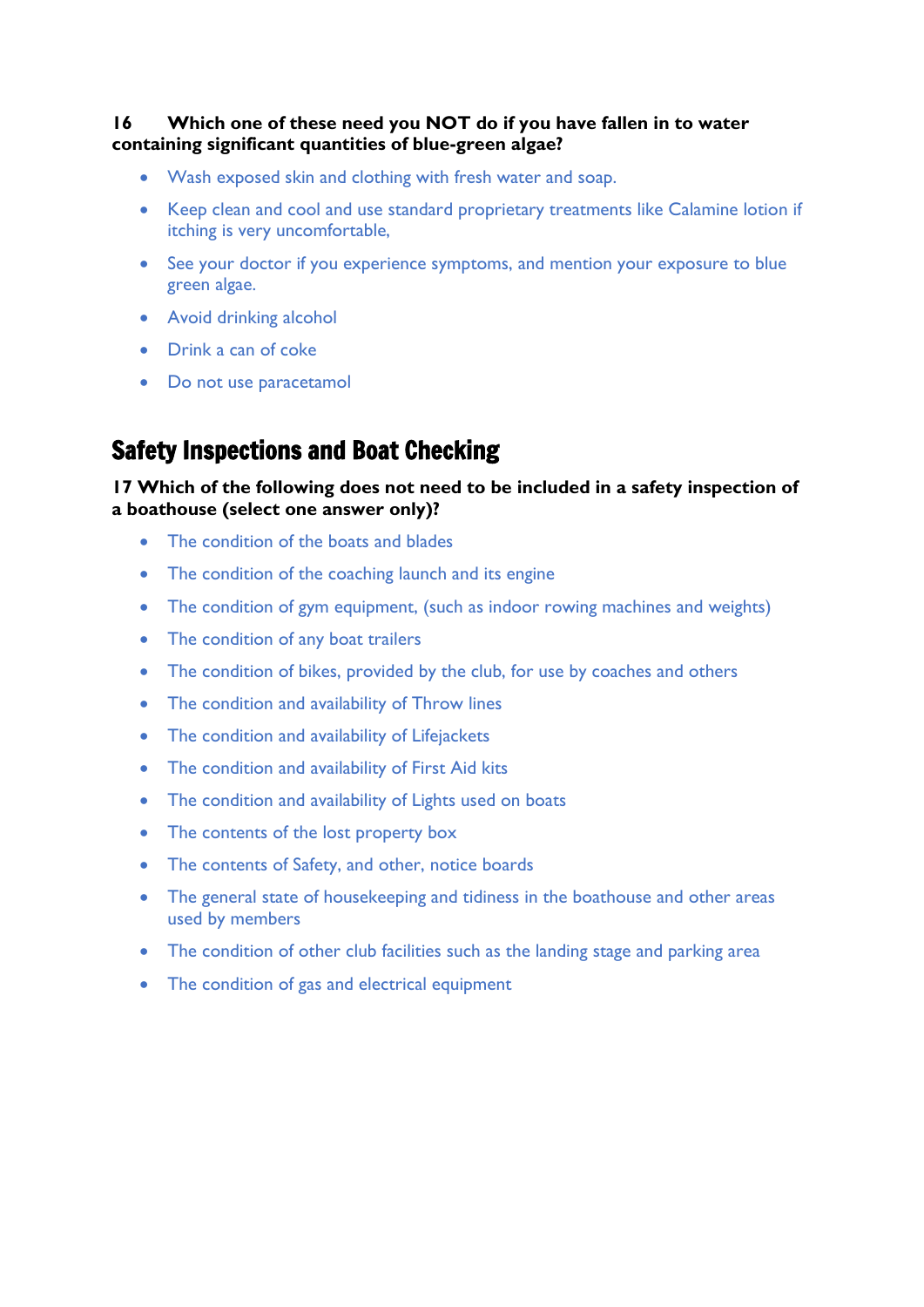**16 Which one of these need you NOT do if you have fallen in to water containing significant quantities of blue-green algae?**

- Wash exposed skin and clothing with fresh water and soap.
- Keep clean and cool and use standard proprietary treatments like Calamine lotion if itching is very uncomfortable,
- See your doctor if you experience symptoms, and mention your exposure to blue green algae.
- Avoid drinking alcohol
- Drink a can of coke
- Do not use paracetamol

## Safety Inspections and Boat Checking

**17 Which of the following does not need to be included in a safety inspection of a boathouse (select one answer only)?**

- The condition of the boats and blades
- The condition of the coaching launch and its engine
- The condition of gym equipment, (such as indoor rowing machines and weights)
- The condition of any boat trailers
- The condition of bikes, provided by the club, for use by coaches and others
- The condition and availability of Throw lines
- The condition and availability of Lifejackets
- The condition and availability of First Aid kits
- The condition and availability of Lights used on boats
- The contents of the lost property box
- The contents of Safety, and other, notice boards
- The general state of housekeeping and tidiness in the boathouse and other areas used by members
- The condition of other club facilities such as the landing stage and parking area
- The condition of gas and electrical equipment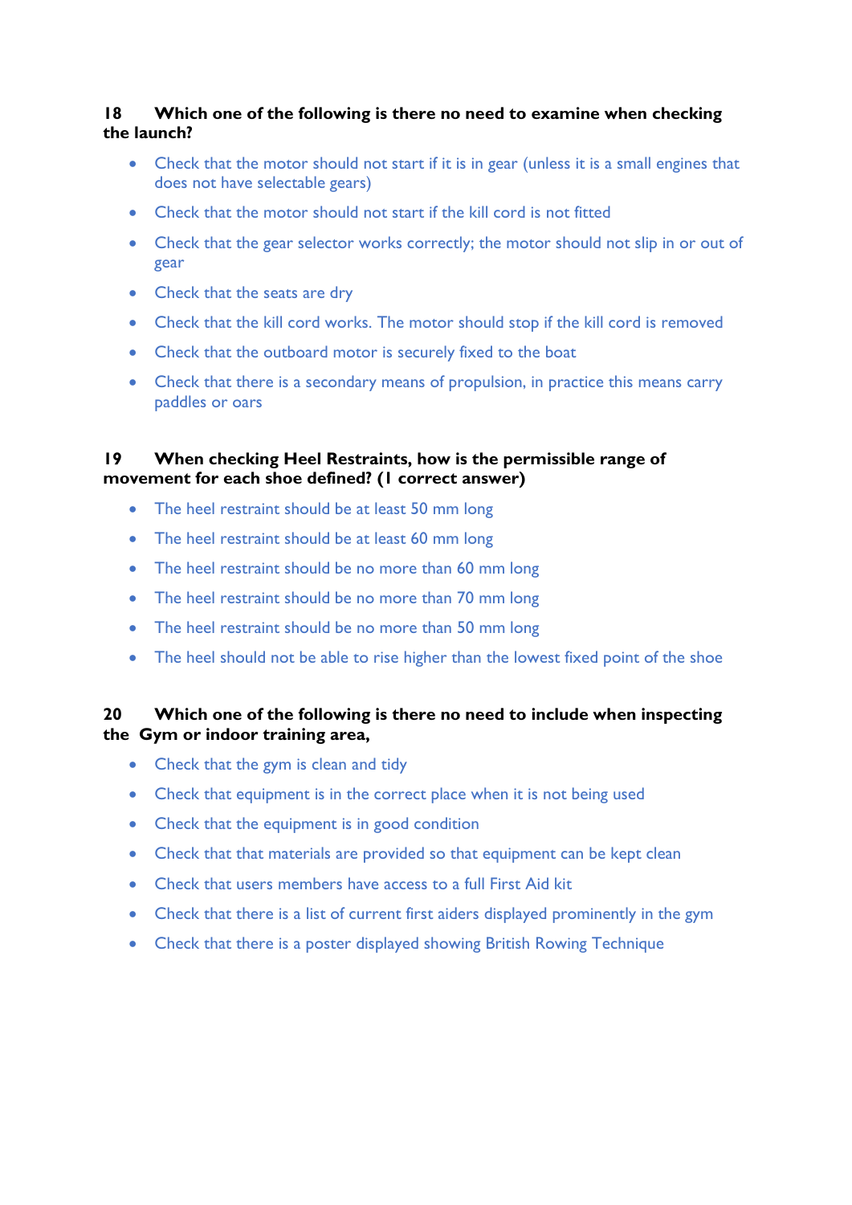**18 Which one of the following is there no need to examine when checking the launch?**

- Check that the motor should not start if it is in gear (unless it is a small engines that does not have selectable gears)
- Check that the motor should not start if the kill cord is not fitted
- Check that the gear selector works correctly; the motor should not slip in or out of gear
- Check that the seats are dry
- Check that the kill cord works. The motor should stop if the kill cord is removed
- Check that the outboard motor is securely fixed to the boat
- Check that there is a secondary means of propulsion, in practice this means carry paddles or oars

**19 When checking Heel Restraints, how is the permissible range of movement for each shoe defined? (1 correct answer)**

- The heel restraint should be at least 50 mm long
- The heel restraint should be at least 60 mm long
- The heel restraint should be no more than 60 mm long
- The heel restraint should be no more than 70 mm long
- The heel restraint should be no more than 50 mm long
- The heel should not be able to rise higher than the lowest fixed point of the shoe

**20 Which one of the following is there no need to include when inspecting the Gym or indoor training area,**

- Check that the gym is clean and tidy
- Check that equipment is in the correct place when it is not being used
- Check that the equipment is in good condition
- Check that that materials are provided so that equipment can be kept clean
- Check that users members have access to a full First Aid kit
- Check that there is a list of current first aiders displayed prominently in the gym
- Check that there is a poster displayed showing British Rowing Technique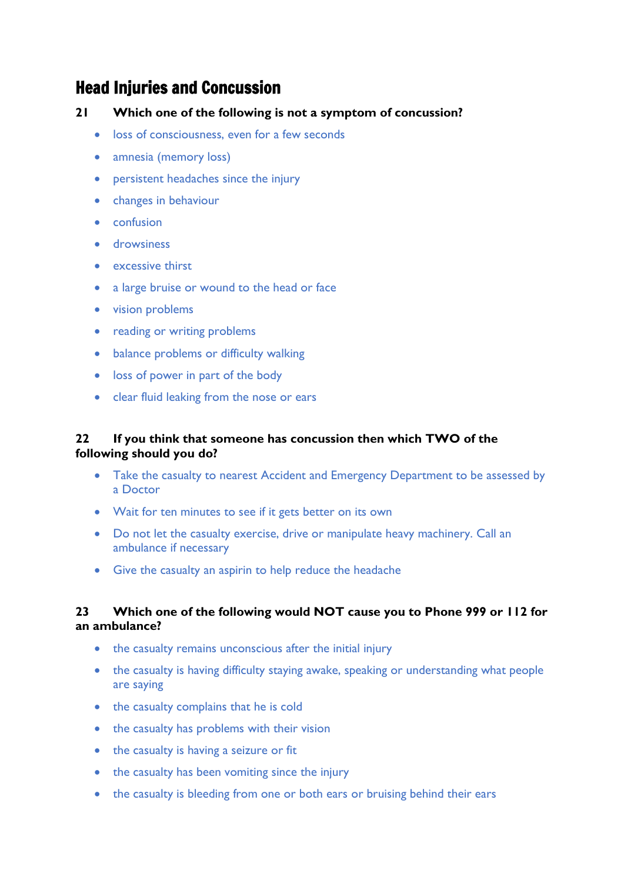# Head Injuries and Concussion

**21 Which one of the following is not a symptom of concussion?**

- loss of consciousness, even for a few seconds
- amnesia (memory loss)
- persistent headaches since the injury
- changes in behaviour
- confusion
- drowsiness
- excessive thirst
- a large bruise or wound to the head or face
- vision problems
- reading or writing problems
- balance problems or difficulty walking
- loss of power in part of the body
- clear fluid leaking from the nose or ears

**22 If you think that someone has concussion then which TWO of the following should you do?**

- Take the casualty to nearest Accident and Emergency Department to be assessed by a Doctor
- Wait for ten minutes to see if it gets better on its own
- Do not let the casualty exercise, drive or manipulate heavy machinery. Call an ambulance if necessary
- Give the casualty an aspirin to help reduce the headache

**23 Which one of the following would NOT cause you to Phone 999 or 112 for an ambulance?**

- the casualty remains unconscious after the initial injury
- the casualty is having difficulty staying awake, speaking or understanding what people are saying
- the casualty complains that he is cold
- the casualty has problems with their vision
- the casualty is having a seizure or fit
- the casualty has been vomiting since the injury
- the casualty is bleeding from one or both ears or bruising behind their ears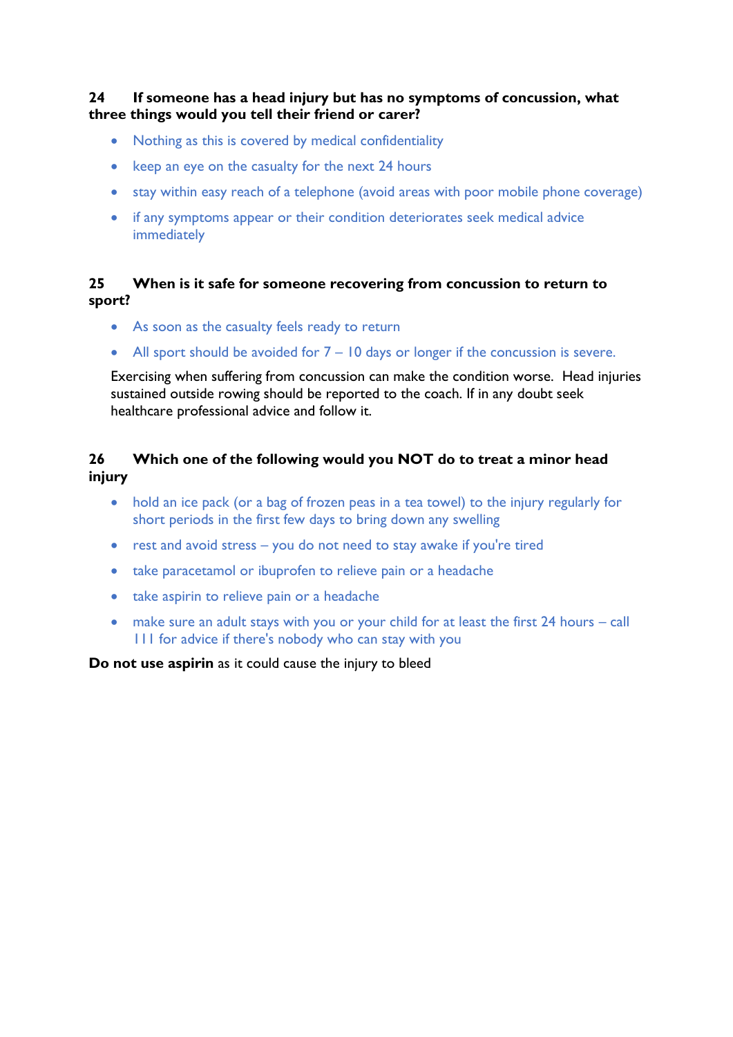**24 If someone has a head injury but has no symptoms of concussion, what three things would you tell their friend or carer?**

- Nothing as this is covered by medical confidentiality
- keep an eye on the casualty for the next 24 hours
- stay within easy reach of a telephone (avoid areas with poor mobile phone coverage)
- if any symptoms appear or their condition deteriorates seek medical advice immediately

**25 When is it safe for someone recovering from concussion to return to sport?**

- As soon as the casualty feels ready to return
- All sport should be avoided for 7 – 10 days or longer if the concussion is severe.

Exercising when suffering from concussion can make the condition worse. Head injuries sustained outside rowing should be reported to the coach. If in any doubt seek healthcare professional advice and follow it.

**26 Which one of the following would you NOT do to treat a minor head injury**

- hold an ice pack (or a bag of frozen peas in a tea towel) to the injury regularly for short periods in the first few days to bring down any swelling
- rest and avoid stress – you do not need to stay awake if you're tired
- take paracetamol or ibuprofen to relieve pain or a headache
- take aspirin to relieve pain or a headache
- make sure an adult stays with you or your child for at least the first 24 hours – call 111 for advice if there's nobody who can stay with you

**Do not use aspirin** as it could cause the injury to bleed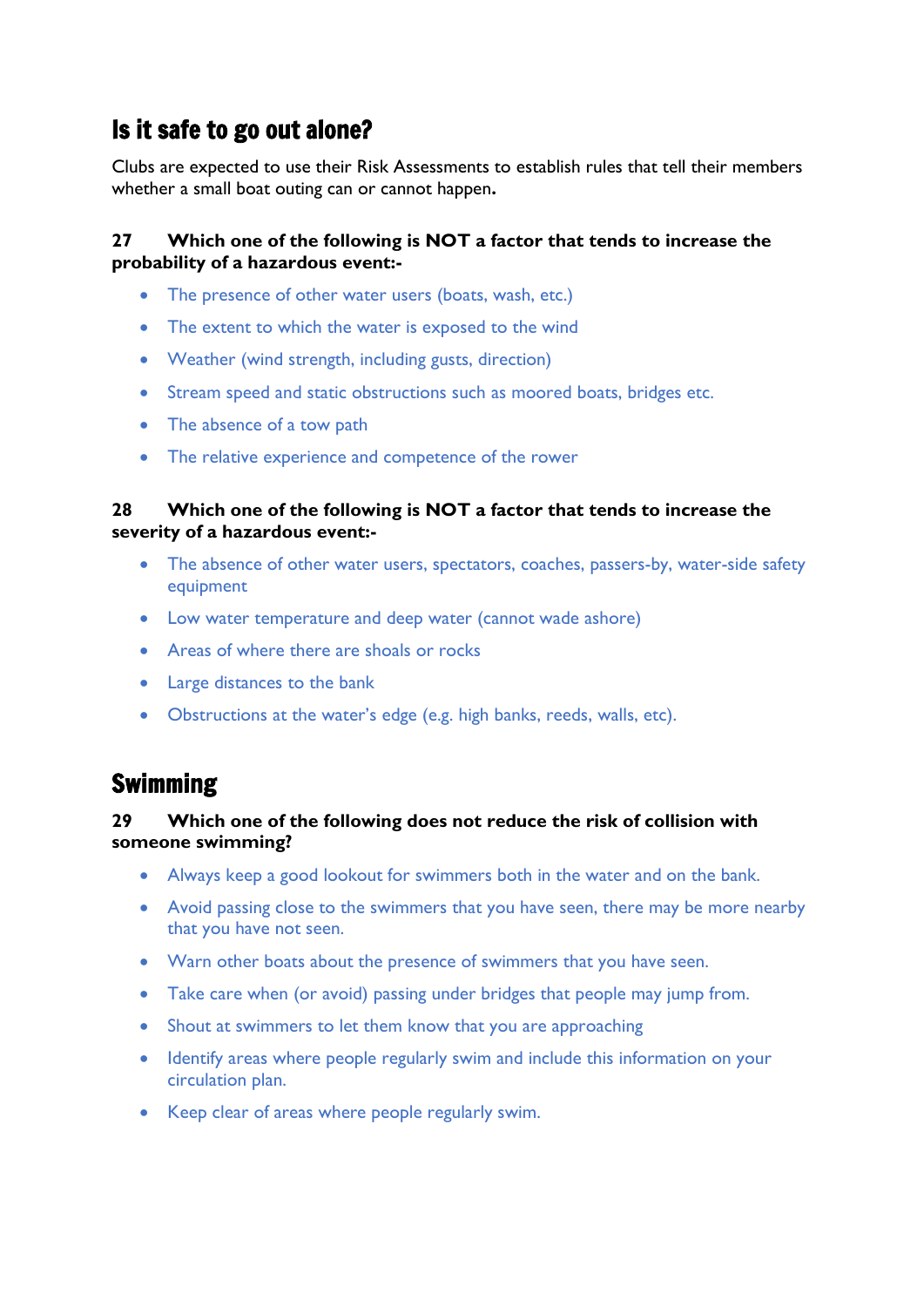## Is it safe to go out alone?

Clubs are expected to use their Risk Assessments to establish rules that tell their members whether a small boat outing can or cannot happen**.**

**27 Which one of the following is NOT a factor that tends to increase the probability of a hazardous event:-**

- The presence of other water users (boats, wash, etc.)
- The extent to which the water is exposed to the wind
- Weather (wind strength, including gusts, direction)
- Stream speed and static obstructions such as moored boats, bridges etc.
- The absence of a tow path
- The relative experience and competence of the rower

**28 Which one of the following is NOT a factor that tends to increase the severity of a hazardous event:-**

- The absence of other water users, spectators, coaches, passers-by, water-side safety equipment
- Low water temperature and deep water (cannot wade ashore)
- Areas of where there are shoals or rocks
- Large distances to the bank
- Obstructions at the water's edge (e.g. high banks, reeds, walls, etc).

## Swimming

**29 Which one of the following does not reduce the risk of collision with someone swimming?**

- Always keep a good lookout for swimmers both in the water and on the bank.
- Avoid passing close to the swimmers that you have seen, there may be more nearby that you have not seen.
- Warn other boats about the presence of swimmers that you have seen.
- Take care when (or avoid) passing under bridges that people may jump from.
- Shout at swimmers to let them know that you are approaching
- Identify areas where people regularly swim and include this information on your circulation plan.
- Keep clear of areas where people regularly swim.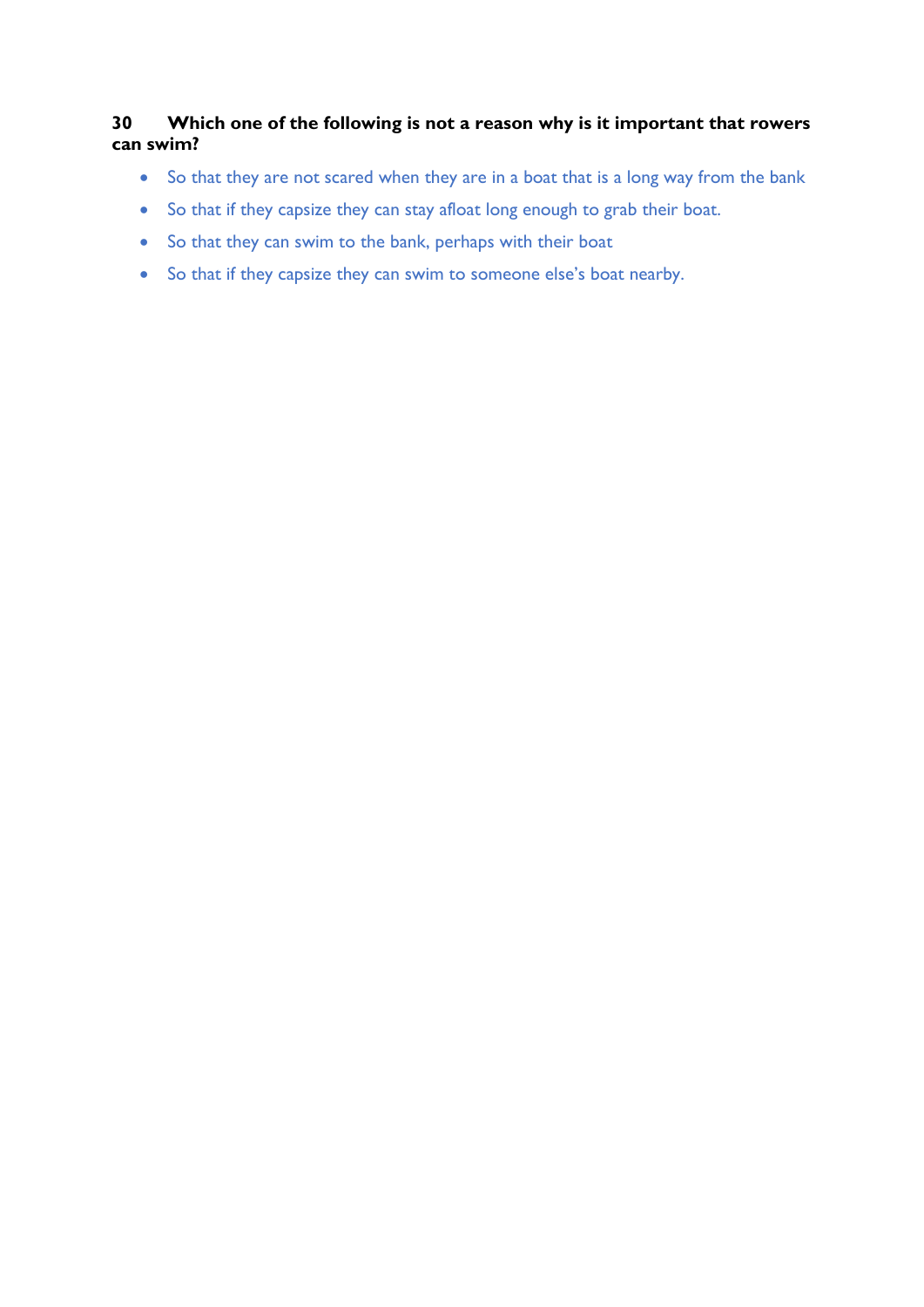**30 Which one of the following is not a reason why is it important that rowers can swim?**

- So that they are not scared when they are in a boat that is a long way from the bank
- So that if they capsize they can stay afloat long enough to grab their boat.
- So that they can swim to the bank, perhaps with their boat
- So that if they capsize they can swim to someone else's boat nearby.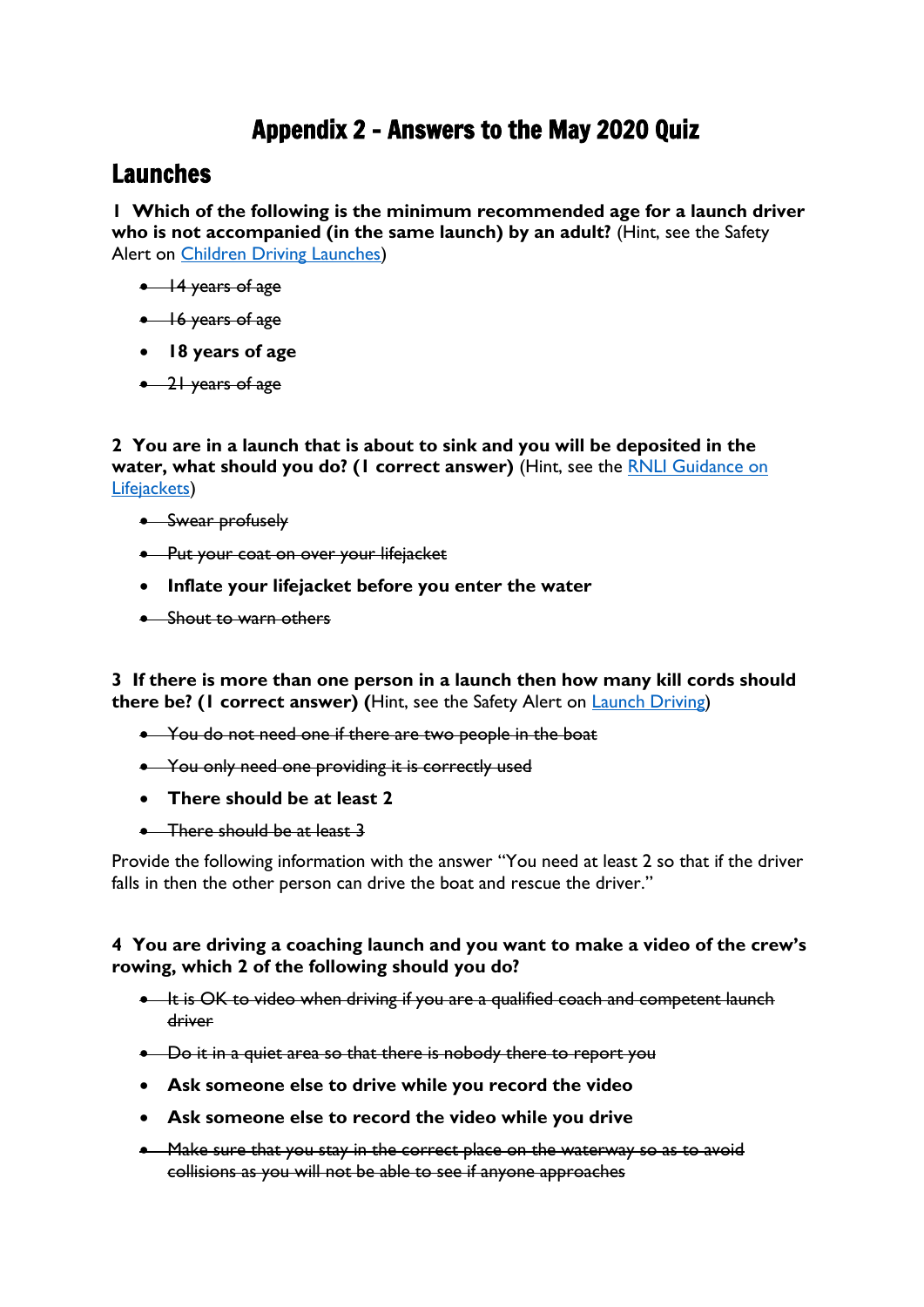# Appendix 2 - Answers to the May 2020 Quiz

## Launches

**1 Which of the following is the minimum recommended age for a launch driver who is not accompanied (in the same launch) by an adult?** (Hint, see the Safety Alert on Children Driving Launches)

- ~~14 years of age~~
- ~~16 years of age~~
- **18 years of age**
- ~~21 years of age~~

**2 You are in a launch that is about to sink and you will be deposited in the water, what should you do? (1 correct answer)** (Hint, see the RNLI Guidance on Lifejackets)

- ~~Swear profusely~~
- ~~Put your coat on over your lifejacket~~
- **Inflate your lifejacket before you enter the water**
- ~~Shout to warn others~~

**3 If there is more than one person in a launch then how many kill cords should there be? (1 correct answer) (**Hint, see the Safety Alert on Launch Driving)

- ~~You do not need one if there are two people in the boat~~
- ~~You only need one providing it is correctly used~~
- **There should be at least 2**
- ~~There should be at least 3~~

Provide the following information with the answer "You need at least 2 so that if the driver falls in then the other person can drive the boat and rescue the driver."

**4 You are driving a coaching launch and you want to make a video of the crew's rowing, which 2 of the following should you do?**

- ~~It is OK to video when driving if you are a qualified coach and competent launch driver~~
- ~~Do it in a quiet area so that there is nobody there to report you~~
- **Ask someone else to drive while you record the video**
- **Ask someone else to record the video while you drive**
- ~~Make sure that you stay in the correct place on the waterway so as to avoid collisions as you will not be able to see if anyone approaches~~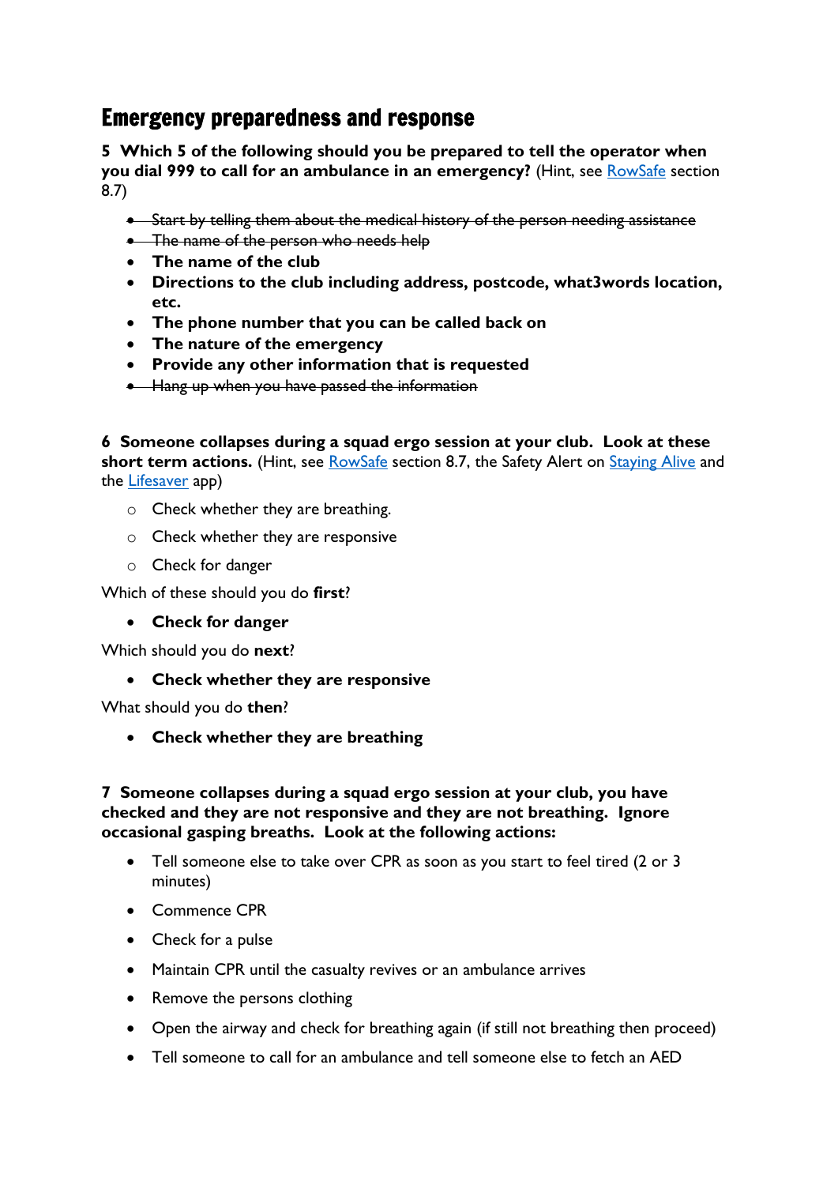## Emergency preparedness and response

**5 Which 5 of the following should you be prepared to tell the operator when you dial 999 to call for an ambulance in an emergency?** (Hint, see RowSafe section 8.7)

- ~~Start by telling them about the medical history of the person needing assistance~~
- ~~The name of the person who needs help~~
- **The name of the club**
- **Directions to the club including address, postcode, what3words location, etc.**
- **The phone number that you can be called back on**
- **The nature of the emergency**
- **Provide any other information that is requested**
- ~~Hang up when you have passed the information~~

**6 Someone collapses during a squad ergo session at your club. Look at these short term actions.** (Hint, see RowSafe section 8.7, the Safety Alert on Staying Alive and the Lifesaver app)

- Check whether they are breathing.
- Check whether they are responsive
- Check for danger

Which of these should you do **first**?

- **Check for danger**

Which should you do **next**?

- **Check whether they are responsive**

What should you do **then**?

- **Check whether they are breathing**

**7 Someone collapses during a squad ergo session at your club, you have checked and they are not responsive and they are not breathing. Ignore occasional gasping breaths. Look at the following actions:**

- Tell someone else to take over CPR as soon as you start to feel tired (2 or 3 minutes)
- Commence CPR
- Check for a pulse
- Maintain CPR until the casualty revives or an ambulance arrives
- Remove the persons clothing
- Open the airway and check for breathing again (if still not breathing then proceed)
- Tell someone to call for an ambulance and tell someone else to fetch an AED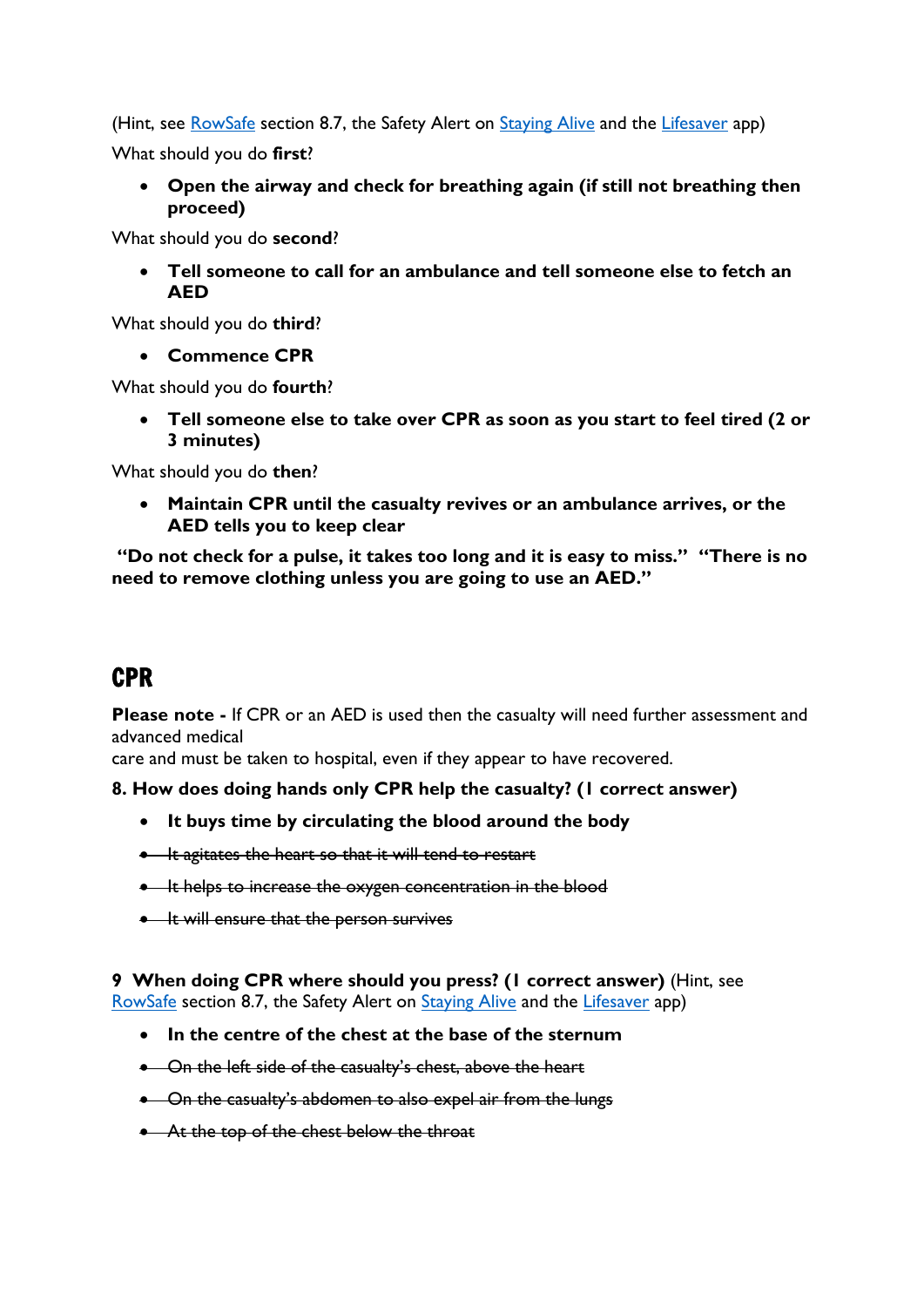(Hint, see RowSafe section 8.7, the Safety Alert on Staying Alive and the Lifesaver app)

What should you do **first**?

- **Open the airway and check for breathing again (if still not breathing then proceed)**

What should you do **second**?

- **Tell someone to call for an ambulance and tell someone else to fetch an AED**

What should you do **third**?

- **Commence CPR**

What should you do **fourth**?

- **Tell someone else to take over CPR as soon as you start to feel tired (2 or 3 minutes)**

What should you do **then**?

- **Maintain CPR until the casualty revives or an ambulance arrives, or the AED tells you to keep clear**

**"Do not check for a pulse, it takes too long and it is easy to miss." "There is no need to remove clothing unless you are going to use an AED."**

# CPR

**Please note -** If CPR or an AED is used then the casualty will need further assessment and advanced medical care and must be taken to hospital, even if they appear to have recovered.

**8. How does doing hands only CPR help the casualty? (1 correct answer)**

- **It buys time by circulating the blood around the body**
- ~~It agitates the heart so that it will tend to restart~~
- ~~It helps to increase the oxygen concentration in the blood~~
- ~~It will ensure that the person survives~~

**9 When doing CPR where should you press? (1 correct answer)** (Hint, see RowSafe section 8.7, the Safety Alert on Staying Alive and the Lifesaver app)

- **In the centre of the chest at the base of the sternum**
- ~~On the left side of the casualty's chest, above the heart~~
- ~~On the casualty's abdomen to also expel air from the lungs~~
- ~~At the top of the chest below the throat~~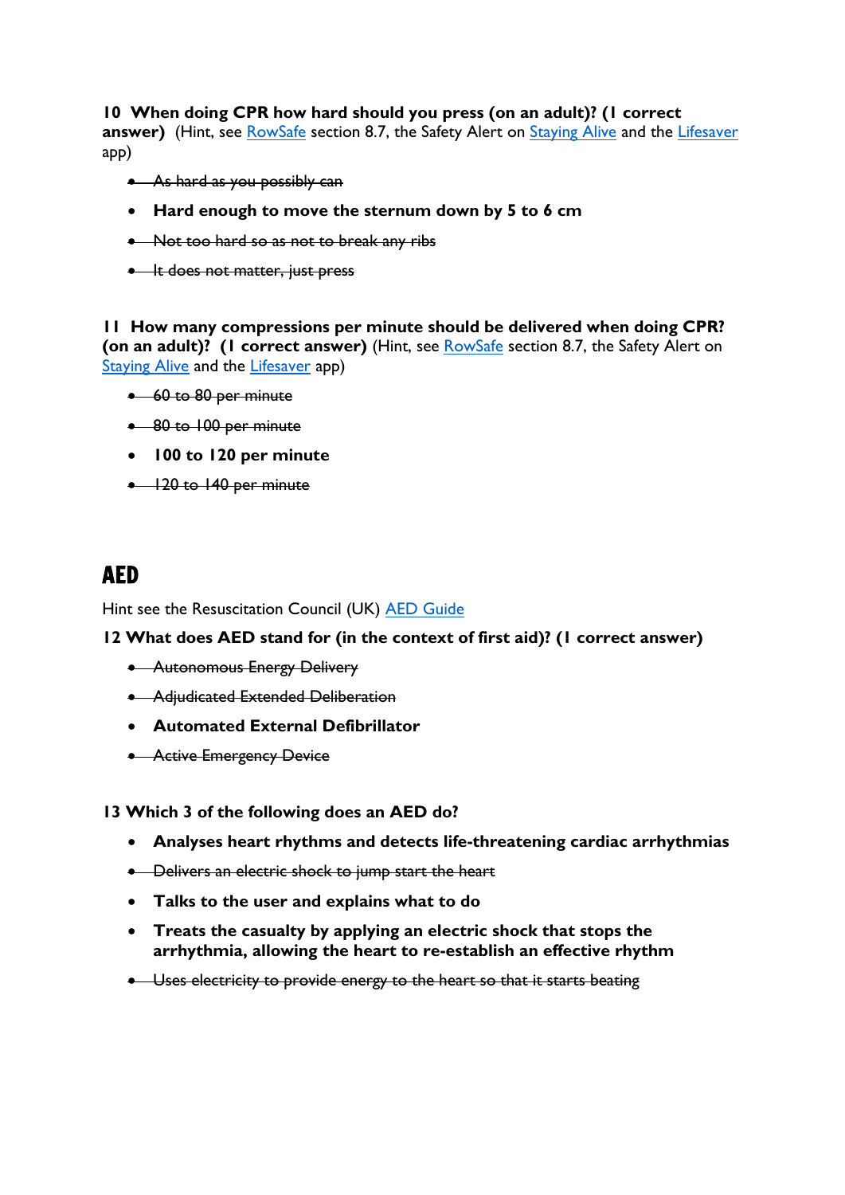**10 When doing CPR how hard should you press (on an adult)? (1 correct answer)** (Hint, see RowSafe section 8.7, the Safety Alert on Staying Alive and the Lifesaver app)

- ~~As hard as you possibly can~~
- **Hard enough to move the sternum down by 5 to 6 cm**
- ~~Not too hard so as not to break any ribs~~
- ~~It does not matter, just press~~

**11 How many compressions per minute should be delivered when doing CPR? (on an adult)? (1 correct answer)** (Hint, see RowSafe section 8.7, the Safety Alert on Staying Alive and the Lifesaver app)

- ~~60 to 80 per minute~~
- ~~80 to 100 per minute~~
- **100 to 120 per minute**
- ~~120 to 140 per minute~~

# AED

Hint see the Resuscitation Council (UK) AED Guide

**12 What does AED stand for (in the context of first aid)? (1 correct answer)**

- ~~Autonomous Energy Delivery~~
- ~~Adjudicated Extended Deliberation~~
- **Automated External Defibrillator**
- ~~Active Emergency Device~~

**13 Which 3 of the following does an AED do?**

- **Analyses heart rhythms and detects life-threatening cardiac arrhythmias**
- ~~Delivers an electric shock to jump start the heart~~
- **Talks to the user and explains what to do**
- **Treats the casualty by applying an electric shock that stops the arrhythmia, allowing the heart to re-establish an effective rhythm**
- ~~Uses electricity to provide energy to the heart so that it starts beating~~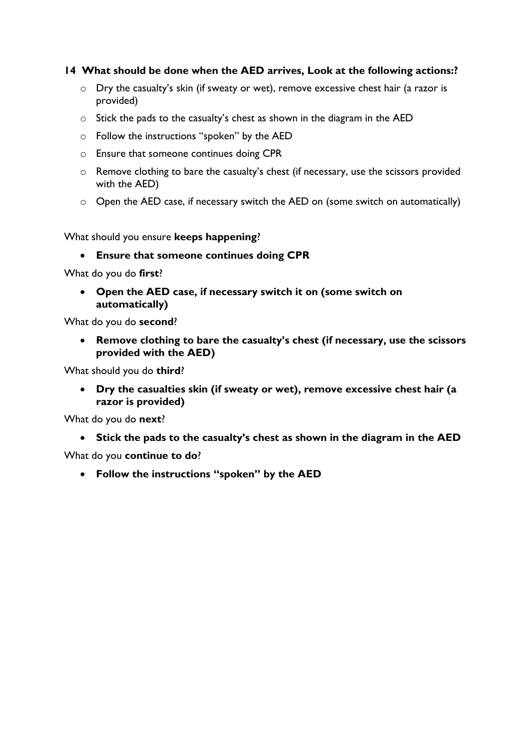**14 What should be done when the AED arrives, Look at the following actions:?**

- Dry the casualty's skin (if sweaty or wet), remove excessive chest hair (a razor is provided)
- Stick the pads to the casualty's chest as shown in the diagram in the AED
- Follow the instructions "spoken" by the AED
- Ensure that someone continues doing CPR
- Remove clothing to bare the casualty's chest (if necessary, use the scissors provided with the AED)
- Open the AED case, if necessary switch the AED on (some switch on automatically)

What should you ensure **keeps happening**?

- **Ensure that someone continues doing CPR**

What do you do **first**?

- **Open the AED case, if necessary switch it on (some switch on automatically)**

What do you do **second**?

- **Remove clothing to bare the casualty's chest (if necessary, use the scissors provided with the AED)**

What should you do **third**?

- **Dry the casualties skin (if sweaty or wet), remove excessive chest hair (a razor is provided)**

What do you do **next**?

- **Stick the pads to the casualty's chest as shown in the diagram in the AED**

What do you **continue to do**?

- **Follow the instructions "spoken" by the AED**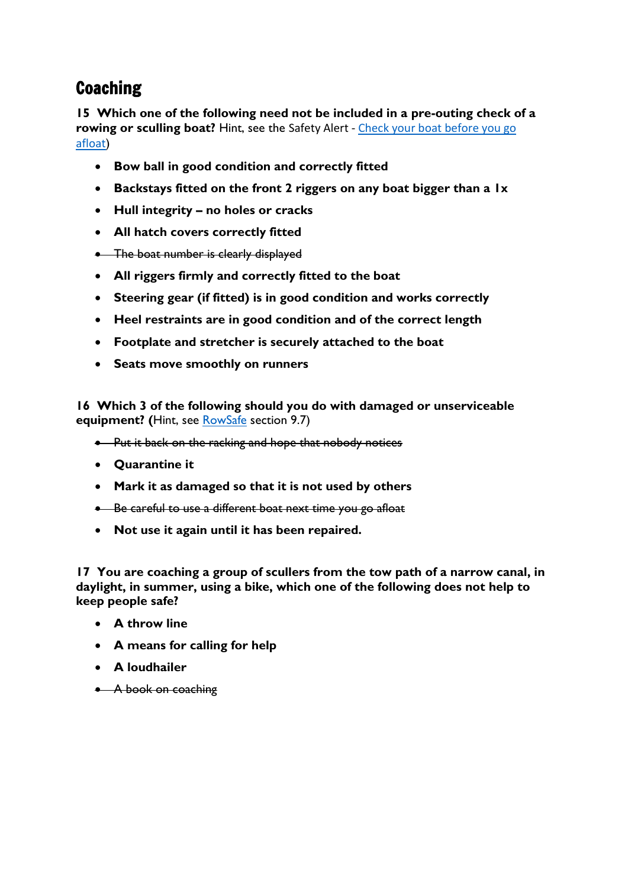## Coaching

**15 Which one of the following need not be included in a pre-outing check of a rowing or sculling boat?** Hint, see the Safety Alert - [Check your boat before you go afloat](#))

- **Bow ball in good condition and correctly fitted**
- **Backstays fitted on the front 2 riggers on any boat bigger than a 1x**
- **Hull integrity – no holes or cracks**
- **All hatch covers correctly fitted**
- ~~The boat number is clearly displayed~~
- **All riggers firmly and correctly fitted to the boat**
- **Steering gear (if fitted) is in good condition and works correctly**
- **Heel restraints are in good condition and of the correct length**
- **Footplate and stretcher is securely attached to the boat**
- **Seats move smoothly on runners**

**16 Which 3 of the following should you do with damaged or unserviceable equipment? (**Hint, see [RowSafe](#) section 9.7)

- ~~Put it back on the racking and hope that nobody notices~~
- **Quarantine it**
- **Mark it as damaged so that it is not used by others**
- ~~Be careful to use a different boat next time you go afloat~~
- **Not use it again until it has been repaired.**

**17 You are coaching a group of scullers from the tow path of a narrow canal, in daylight, in summer, using a bike, which one of the following does not help to keep people safe?**

- **A throw line**
- **A means for calling for help**
- **A loudhailer**
- ~~A book on coaching~~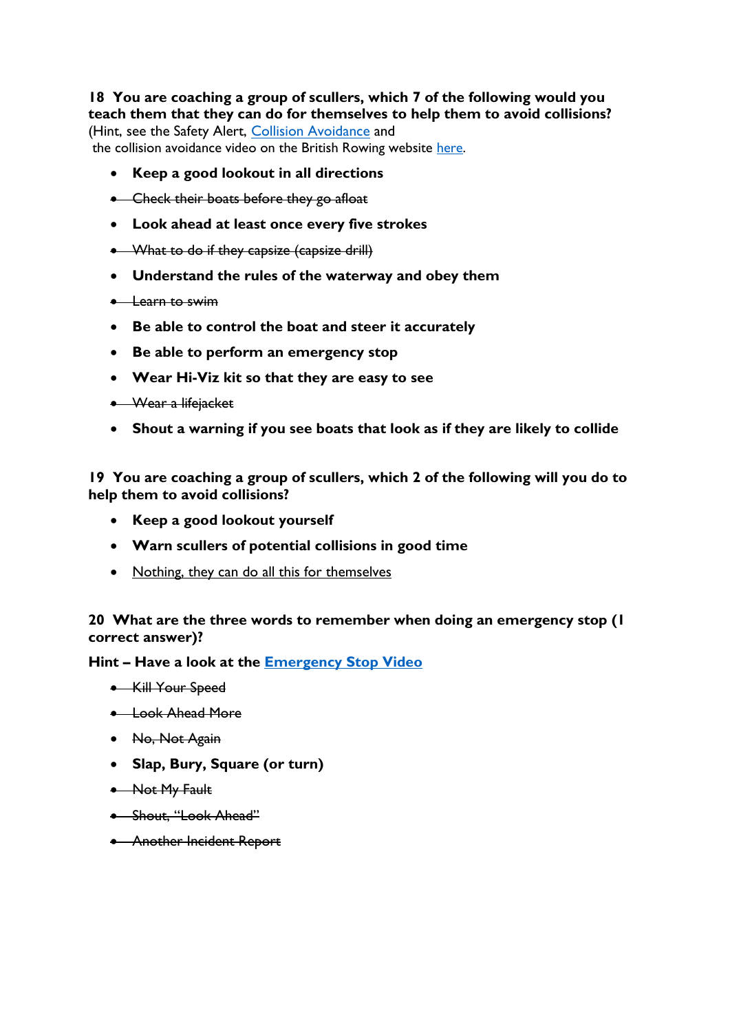**18 You are coaching a group of scullers, which 7 of the following would you teach them that they can do for themselves to help them to avoid collisions?**
(Hint, see the Safety Alert, Collision Avoidance and
the collision avoidance video on the British Rowing website here.

- **Keep a good lookout in all directions**
- ~~Check their boats before they go afloat~~
- **Look ahead at least once every five strokes**
- ~~What to do if they capsize (capsize drill)~~
- **Understand the rules of the waterway and obey them**
- ~~Learn to swim~~
- **Be able to control the boat and steer it accurately**
- **Be able to perform an emergency stop**
- **Wear Hi-Viz kit so that they are easy to see**
- ~~Wear a lifejacket~~
- **Shout a warning if you see boats that look as if they are likely to collide**

**19 You are coaching a group of scullers, which 2 of the following will you do to help them to avoid collisions?**

- **Keep a good lookout yourself**
- **Warn scullers of potential collisions in good time**
- Nothing, they can do all this for themselves

**20 What are the three words to remember when doing an emergency stop (1 correct answer)?**

**Hint – Have a look at the Emergency Stop Video**

- ~~Kill Your Speed~~
- ~~Look Ahead More~~
- ~~No, Not Again~~
- **Slap, Bury, Square (or turn)**
- ~~Not My Fault~~
- ~~Shout, "Look Ahead"~~
- ~~Another Incident Report~~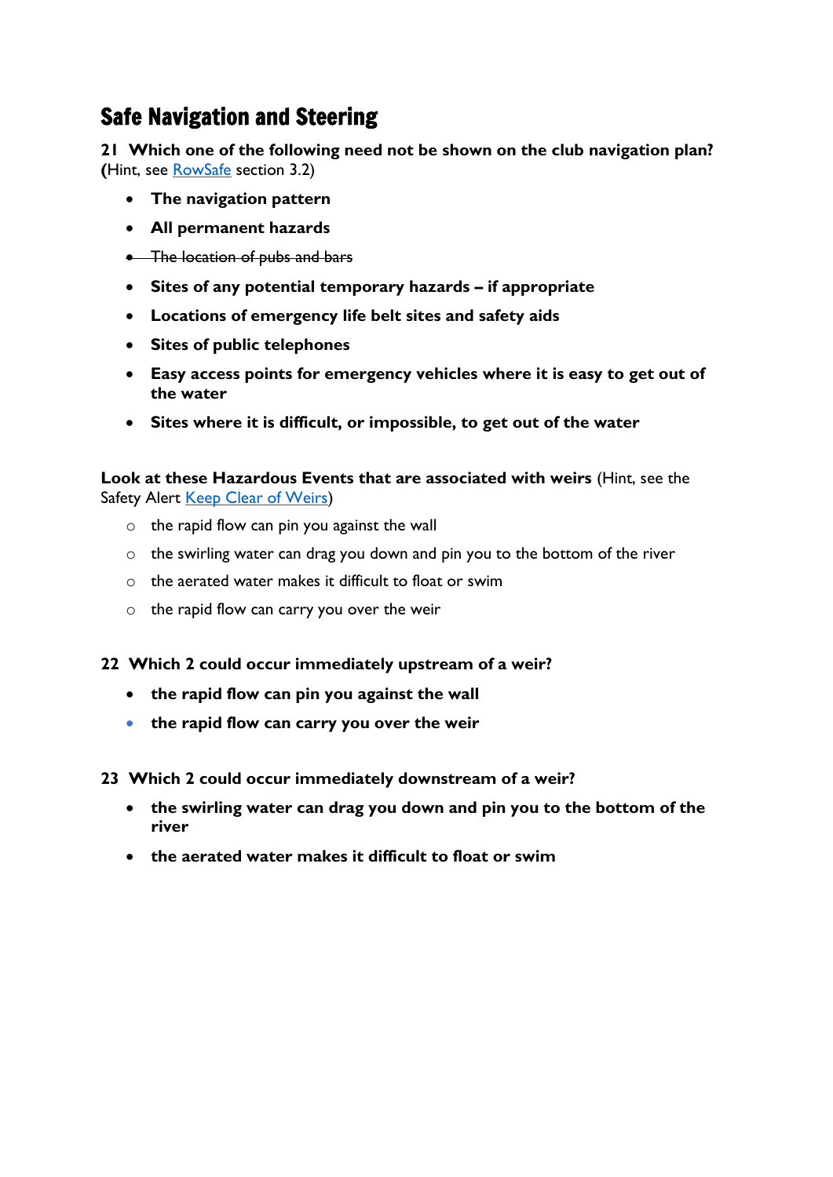## Safe Navigation and Steering

**21 Which one of the following need not be shown on the club navigation plan? (**Hint, see RowSafe section 3.2)

- **The navigation pattern**
- **All permanent hazards**
- ~~The location of pubs and bars~~
- **Sites of any potential temporary hazards – if appropriate**
- **Locations of emergency life belt sites and safety aids**
- **Sites of public telephones**
- **Easy access points for emergency vehicles where it is easy to get out of the water**
- **Sites where it is difficult, or impossible, to get out of the water**

**Look at these Hazardous Events that are associated with weirs** (Hint, see the Safety Alert Keep Clear of Weirs)

- the rapid flow can pin you against the wall
- the swirling water can drag you down and pin you to the bottom of the river
- the aerated water makes it difficult to float or swim
- the rapid flow can carry you over the weir

**22 Which 2 could occur immediately upstream of a weir?**

- **the rapid flow can pin you against the wall**
- **the rapid flow can carry you over the weir**

**23 Which 2 could occur immediately downstream of a weir?**

- **the swirling water can drag you down and pin you to the bottom of the river**
- **the aerated water makes it difficult to float or swim**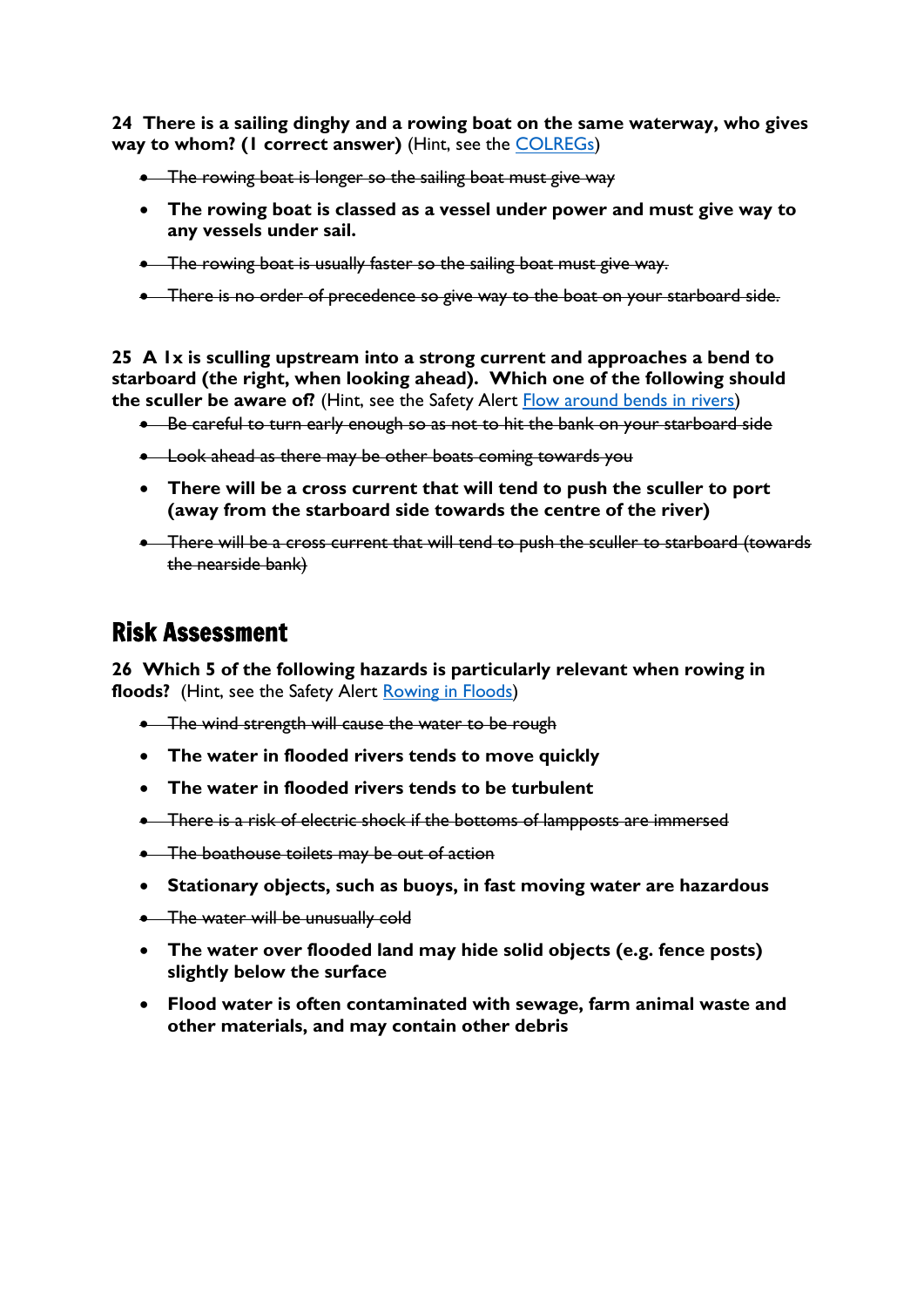**24 There is a sailing dinghy and a rowing boat on the same waterway, who gives way to whom? (1 correct answer)** (Hint, see the COLREGs)

- ~~The rowing boat is longer so the sailing boat must give way~~
- **The rowing boat is classed as a vessel under power and must give way to any vessels under sail.**
- ~~The rowing boat is usually faster so the sailing boat must give way.~~
- ~~There is no order of precedence so give way to the boat on your starboard side.~~

**25 A 1x is sculling upstream into a strong current and approaches a bend to starboard (the right, when looking ahead). Which one of the following should the sculler be aware of?** (Hint, see the Safety Alert Flow around bends in rivers)

- ~~Be careful to turn early enough so as not to hit the bank on your starboard side~~
- ~~Look ahead as there may be other boats coming towards you~~
- **There will be a cross current that will tend to push the sculler to port (away from the starboard side towards the centre of the river)**
- ~~There will be a cross current that will tend to push the sculler to starboard (towards the nearside bank)~~

## Risk Assessment

**26 Which 5 of the following hazards is particularly relevant when rowing in floods?** (Hint, see the Safety Alert Rowing in Floods)

- ~~The wind strength will cause the water to be rough~~
- **The water in flooded rivers tends to move quickly**
- **The water in flooded rivers tends to be turbulent**
- ~~There is a risk of electric shock if the bottoms of lampposts are immersed~~
- ~~The boathouse toilets may be out of action~~
- **Stationary objects, such as buoys, in fast moving water are hazardous**
- ~~The water will be unusually cold~~
- **The water over flooded land may hide solid objects (e.g. fence posts) slightly below the surface**
- **Flood water is often contaminated with sewage, farm animal waste and other materials, and may contain other debris**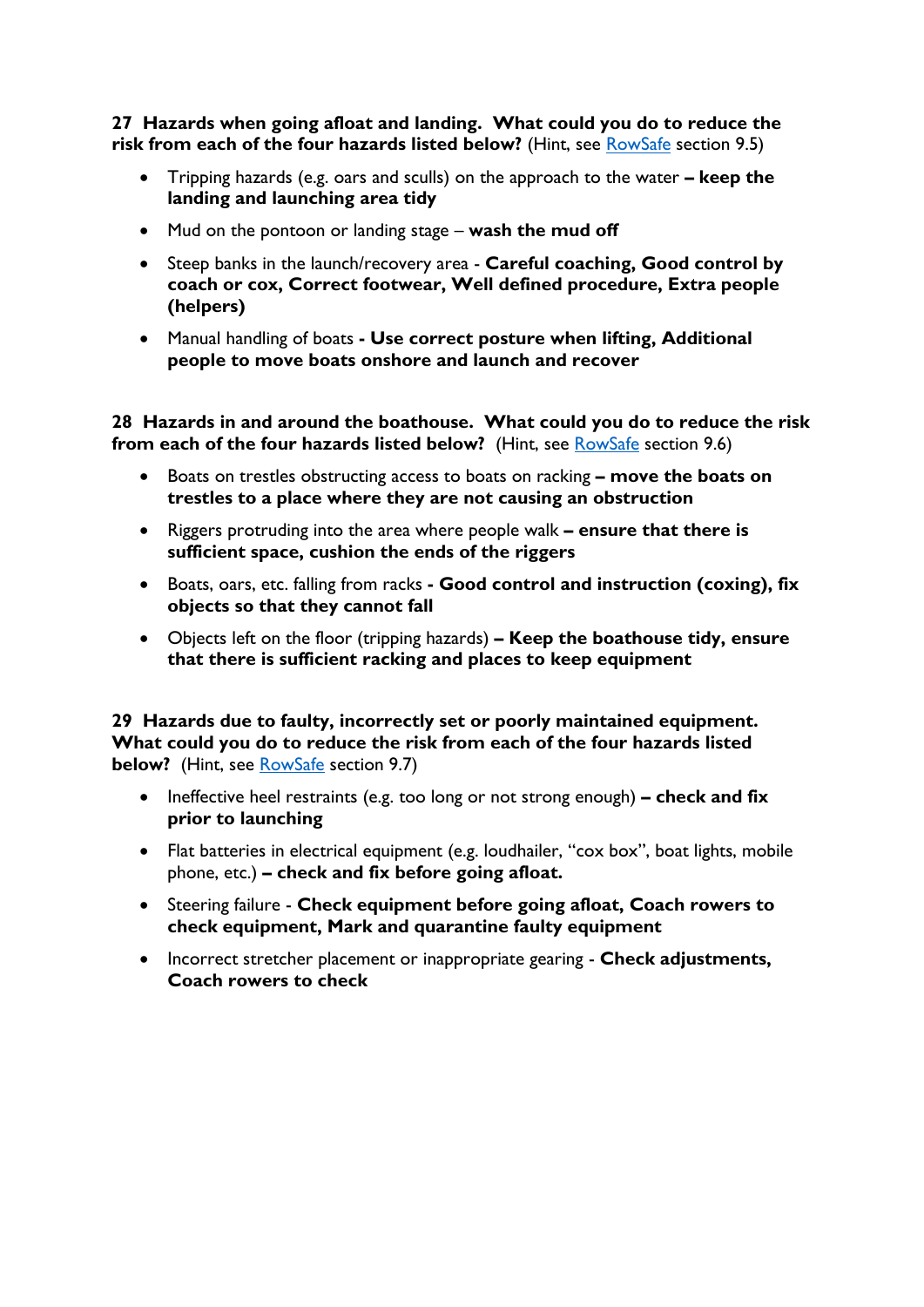**27 Hazards when going afloat and landing. What could you do to reduce the risk from each of the four hazards listed below?** (Hint, see RowSafe section 9.5)

- Tripping hazards (e.g. oars and sculls) on the approach to the water **– keep the landing and launching area tidy**
- Mud on the pontoon or landing stage – **wash the mud off**
- Steep banks in the launch/recovery area - **Careful coaching, Good control by coach or cox, Correct footwear, Well defined procedure, Extra people (helpers)**
- Manual handling of boats **- Use correct posture when lifting, Additional people to move boats onshore and launch and recover**

**28 Hazards in and around the boathouse. What could you do to reduce the risk from each of the four hazards listed below?** (Hint, see RowSafe section 9.6)

- Boats on trestles obstructing access to boats on racking **– move the boats on trestles to a place where they are not causing an obstruction**
- Riggers protruding into the area where people walk **– ensure that there is sufficient space, cushion the ends of the riggers**
- Boats, oars, etc. falling from racks **- Good control and instruction (coxing), fix objects so that they cannot fall**
- Objects left on the floor (tripping hazards) **– Keep the boathouse tidy, ensure that there is sufficient racking and places to keep equipment**

**29 Hazards due to faulty, incorrectly set or poorly maintained equipment. What could you do to reduce the risk from each of the four hazards listed below?** (Hint, see RowSafe section 9.7)

- Ineffective heel restraints (e.g. too long or not strong enough) **– check and fix prior to launching**
- Flat batteries in electrical equipment (e.g. loudhailer, "cox box", boat lights, mobile phone, etc.) **– check and fix before going afloat.**
- Steering failure - **Check equipment before going afloat, Coach rowers to check equipment, Mark and quarantine faulty equipment**
- Incorrect stretcher placement or inappropriate gearing - **Check adjustments, Coach rowers to check**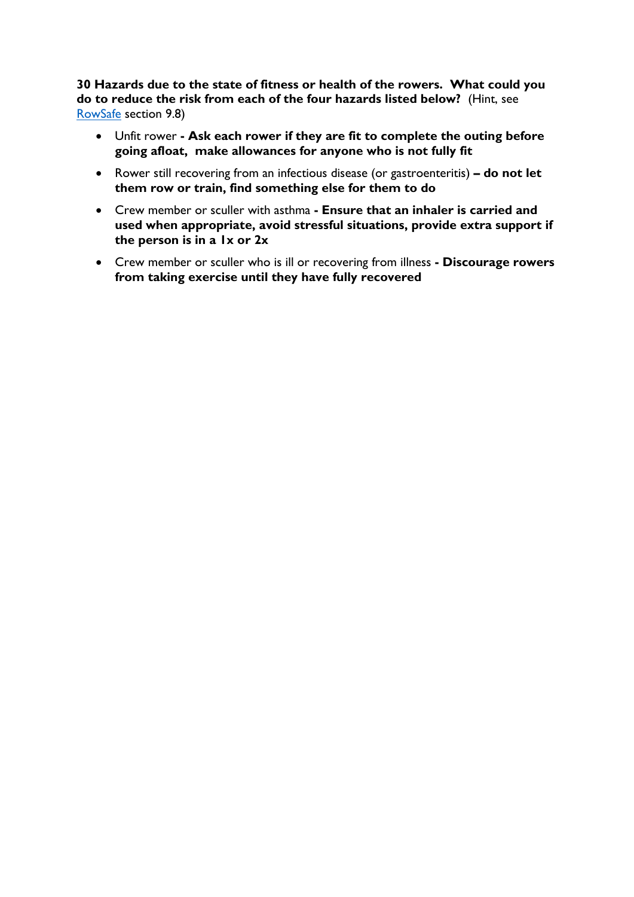**30 Hazards due to the state of fitness or health of the rowers. What could you do to reduce the risk from each of the four hazards listed below?** (Hint, see RowSafe section 9.8)

- Unfit rower **- Ask each rower if they are fit to complete the outing before going afloat, make allowances for anyone who is not fully fit**
- Rower still recovering from an infectious disease (or gastroenteritis) **– do not let them row or train, find something else for them to do**
- Crew member or sculler with asthma **- Ensure that an inhaler is carried and used when appropriate, avoid stressful situations, provide extra support if the person is in a 1x or 2x**
- Crew member or sculler who is ill or recovering from illness **- Discourage rowers from taking exercise until they have fully recovered**